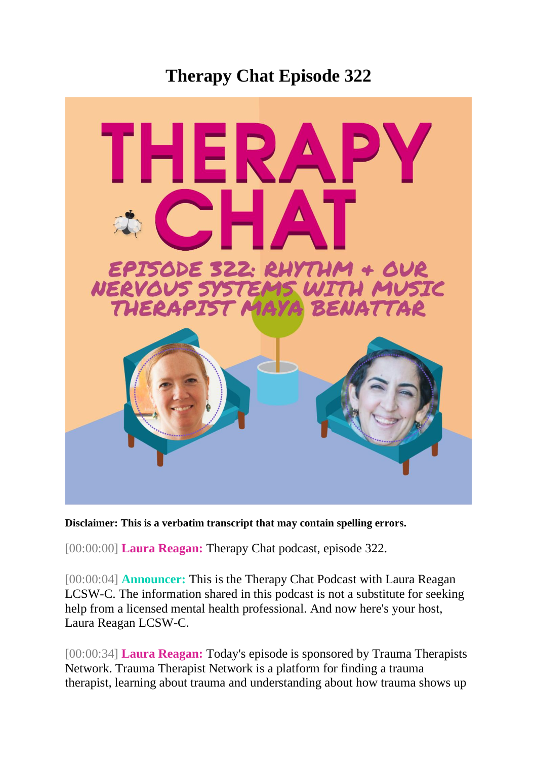# Therapy Chat Episode 322

**Disclaimer: This is a verbatim transcript that may contain spelling errors.**

[00:00:00] **Laura Reagan:** Therapy Chat podcast, episode 322.

[00:00:04] **Announcer:** This is the Therapy Chat Podcast with Laura Reagan LCSW-C. The information shared in this podcast is not a substitute for seeking help from a licensed mental health professional. And now here's your host, Laura Reagan LCSW-C.

[00:00:34] **Laura Reagan:** Today's episode is sponsored by Trauma Therapists Network. Trauma Therapist Network is a platform for finding a trauma therapist, learning about trauma and understanding about how trauma shows up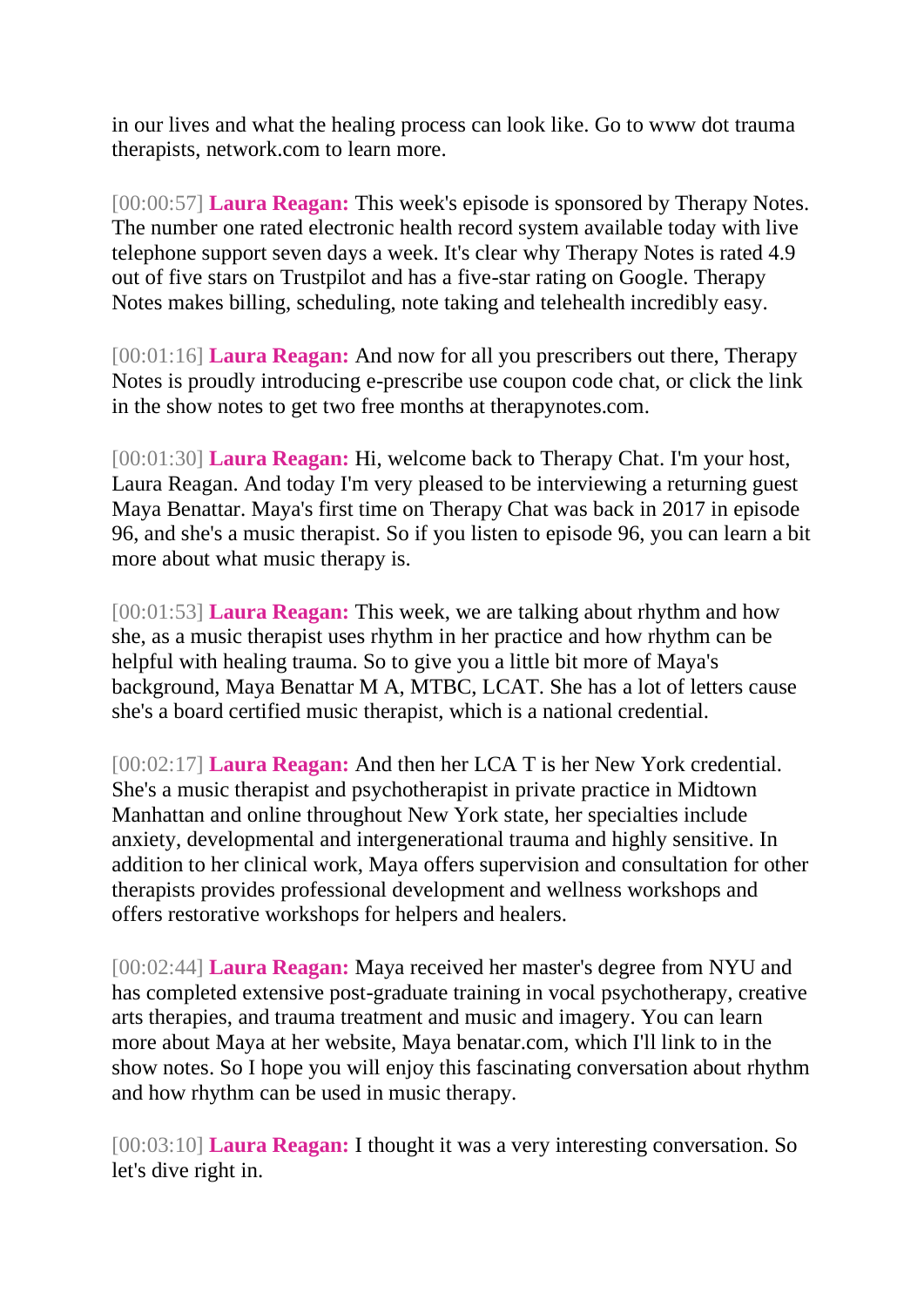in our lives and what the healing process can look like. Go to www dot trauma therapists, network.com to learn more.

[00:00:57] **Laura Reagan:** This week's episode is sponsored by Therapy Notes. The number one rated electronic health record system available today with live telephone support seven days a week. It's clear why Therapy Notes is rated 4.9 out of five stars on Trustpilot and has a five-star rating on Google. Therapy Notes makes billing, scheduling, note taking and telehealth incredibly easy.

[00:01:16] **Laura Reagan:** And now for all you prescribers out there, Therapy Notes is proudly introducing e-prescribe use coupon code chat, or click the link in the show notes to get two free months at therapynotes.com.

[00:01:30] **Laura Reagan:** Hi, welcome back to Therapy Chat. I'm your host, Laura Reagan. And today I'm very pleased to be interviewing a returning guest Maya Benattar. Maya's first time on Therapy Chat was back in 2017 in episode 96, and she's a music therapist. So if you listen to episode 96, you can learn a bit more about what music therapy is.

[00:01:53] **Laura Reagan:** This week, we are talking about rhythm and how she, as a music therapist uses rhythm in her practice and how rhythm can be helpful with healing trauma. So to give you a little bit more of Maya's background, Maya Benattar M A, MTBC, LCAT. She has a lot of letters cause she's a board certified music therapist, which is a national credential.

[00:02:17] **Laura Reagan:** And then her LCA T is her New York credential. She's a music therapist and psychotherapist in private practice in Midtown Manhattan and online throughout New York state, her specialties include anxiety, developmental and intergenerational trauma and highly sensitive. In addition to her clinical work, Maya offers supervision and consultation for other therapists provides professional development and wellness workshops and offers restorative workshops for helpers and healers.

[00:02:44] **Laura Reagan:** Maya received her master's degree from NYU and has completed extensive post-graduate training in vocal psychotherapy, creative arts therapies, and trauma treatment and music and imagery. You can learn more about Maya at her website, Maya benatar.com, which I'll link to in the show notes. So I hope you will enjoy this fascinating conversation about rhythm and how rhythm can be used in music therapy.

[00:03:10] **Laura Reagan:** I thought it was a very interesting conversation. So let's dive right in.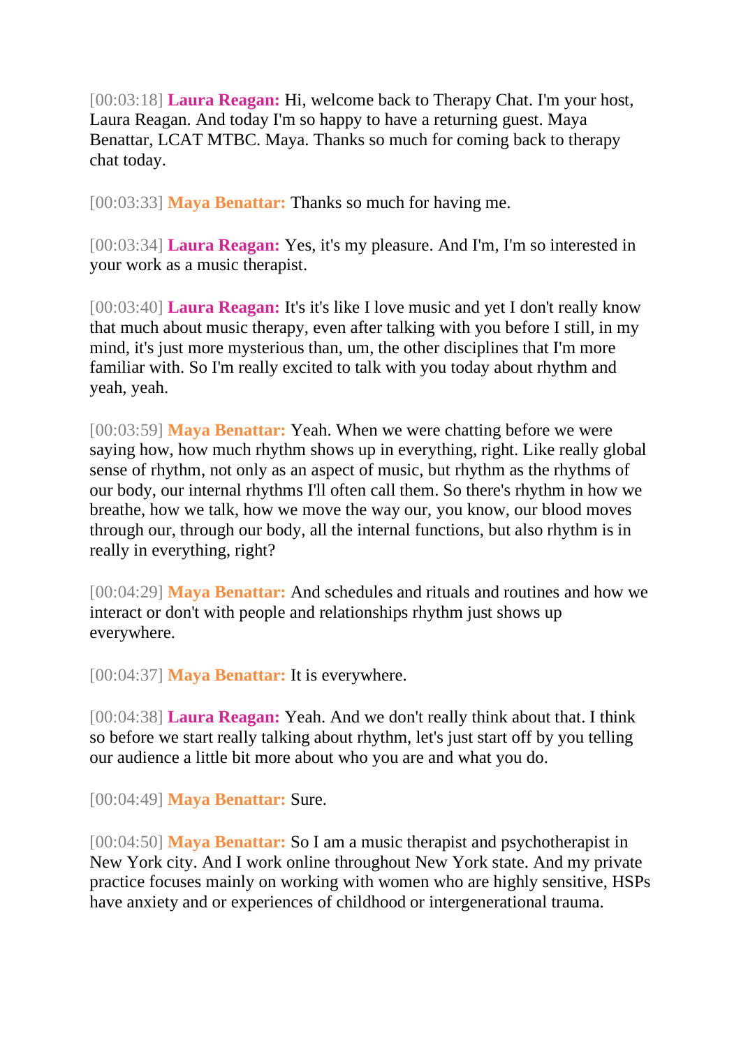[00:03:18] **Laura Reagan:** Hi, welcome back to Therapy Chat. I'm your host, Laura Reagan. And today I'm so happy to have a returning guest. Maya Benattar, LCAT MTBC. Maya. Thanks so much for coming back to therapy chat today.

[00:03:33] **Maya Benattar:** Thanks so much for having me.

[00:03:34] **Laura Reagan:** Yes, it's my pleasure. And I'm, I'm so interested in your work as a music therapist.

[00:03:40] **Laura Reagan:** It's it's like I love music and yet I don't really know that much about music therapy, even after talking with you before I still, in my mind, it's just more mysterious than, um, the other disciplines that I'm more familiar with. So I'm really excited to talk with you today about rhythm and yeah, yeah.

[00:03:59] **Maya Benattar:** Yeah. When we were chatting before we were saying how, how much rhythm shows up in everything, right. Like really global sense of rhythm, not only as an aspect of music, but rhythm as the rhythms of our body, our internal rhythms I'll often call them. So there's rhythm in how we breathe, how we talk, how we move the way our, you know, our blood moves through our, through our body, all the internal functions, but also rhythm is in really in everything, right?

[00:04:29] **Maya Benattar:** And schedules and rituals and routines and how we interact or don't with people and relationships rhythm just shows up everywhere.

[00:04:37] **Maya Benattar:** It is everywhere.

[00:04:38] **Laura Reagan:** Yeah. And we don't really think about that. I think so before we start really talking about rhythm, let's just start off by you telling our audience a little bit more about who you are and what you do.

[00:04:49] **Maya Benattar:** Sure.

[00:04:50] **Maya Benattar:** So I am a music therapist and psychotherapist in New York city. And I work online throughout New York state. And my private practice focuses mainly on working with women who are highly sensitive, HSPs have anxiety and or experiences of childhood or intergenerational trauma.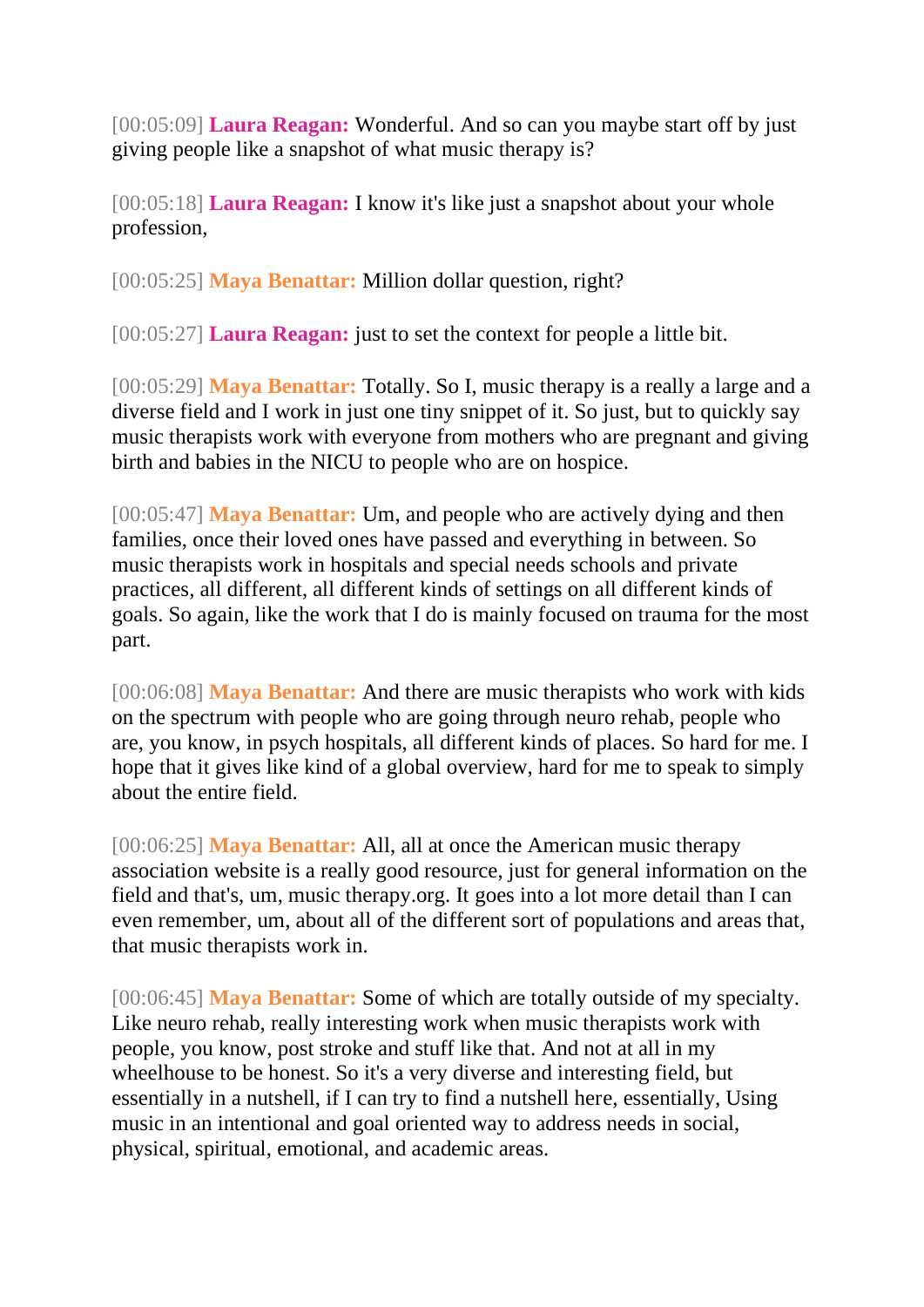[00:05:09] **Laura Reagan:** Wonderful. And so can you maybe start off by just giving people like a snapshot of what music therapy is?

[00:05:18] **Laura Reagan:** I know it's like just a snapshot about your whole profession,

[00:05:25] **Maya Benattar:** Million dollar question, right?

[00:05:27] **Laura Reagan:** just to set the context for people a little bit.

[00:05:29] **Maya Benattar:** Totally. So I, music therapy is a really a large and a diverse field and I work in just one tiny snippet of it. So just, but to quickly say music therapists work with everyone from mothers who are pregnant and giving birth and babies in the NICU to people who are on hospice.

[00:05:47] **Maya Benattar:** Um, and people who are actively dying and then families, once their loved ones have passed and everything in between. So music therapists work in hospitals and special needs schools and private practices, all different, all different kinds of settings on all different kinds of goals. So again, like the work that I do is mainly focused on trauma for the most part.

[00:06:08] **Maya Benattar:** And there are music therapists who work with kids on the spectrum with people who are going through neuro rehab, people who are, you know, in psych hospitals, all different kinds of places. So hard for me. I hope that it gives like kind of a global overview, hard for me to speak to simply about the entire field.

[00:06:25] **Maya Benattar:** All, all at once the American music therapy association website is a really good resource, just for general information on the field and that's, um, music therapy.org. It goes into a lot more detail than I can even remember, um, about all of the different sort of populations and areas that, that music therapists work in.

[00:06:45] **Maya Benattar:** Some of which are totally outside of my specialty. Like neuro rehab, really interesting work when music therapists work with people, you know, post stroke and stuff like that. And not at all in my wheelhouse to be honest. So it's a very diverse and interesting field, but essentially in a nutshell, if I can try to find a nutshell here, essentially, Using music in an intentional and goal oriented way to address needs in social, physical, spiritual, emotional, and academic areas.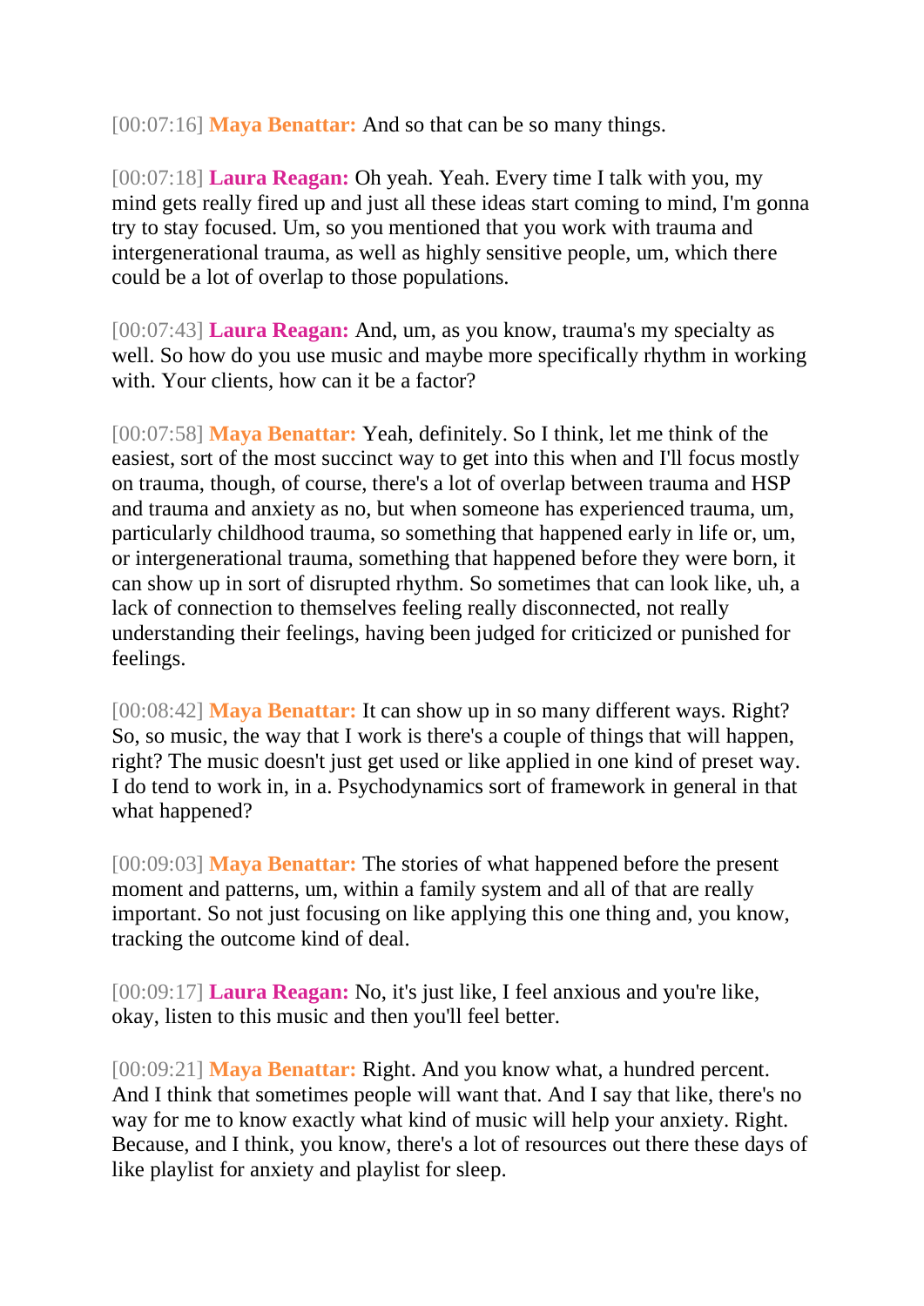[00:07:16] **Maya Benattar:** And so that can be so many things.

[00:07:18] **Laura Reagan:** Oh yeah. Yeah. Every time I talk with you, my mind gets really fired up and just all these ideas start coming to mind, I'm gonna try to stay focused. Um, so you mentioned that you work with trauma and intergenerational trauma, as well as highly sensitive people, um, which there could be a lot of overlap to those populations.

[00:07:43] **Laura Reagan:** And, um, as you know, trauma's my specialty as well. So how do you use music and maybe more specifically rhythm in working with. Your clients, how can it be a factor?

[00:07:58] **Maya Benattar:** Yeah, definitely. So I think, let me think of the easiest, sort of the most succinct way to get into this when and I'll focus mostly on trauma, though, of course, there's a lot of overlap between trauma and HSP and trauma and anxiety as no, but when someone has experienced trauma, um, particularly childhood trauma, so something that happened early in life or, um, or intergenerational trauma, something that happened before they were born, it can show up in sort of disrupted rhythm. So sometimes that can look like, uh, a lack of connection to themselves feeling really disconnected, not really understanding their feelings, having been judged for criticized or punished for feelings.

[00:08:42] **Maya Benattar:** It can show up in so many different ways. Right? So, so music, the way that I work is there's a couple of things that will happen, right? The music doesn't just get used or like applied in one kind of preset way. I do tend to work in, in a. Psychodynamics sort of framework in general in that what happened?

[00:09:03] **Maya Benattar:** The stories of what happened before the present moment and patterns, um, within a family system and all of that are really important. So not just focusing on like applying this one thing and, you know, tracking the outcome kind of deal.

[00:09:17] **Laura Reagan:** No, it's just like, I feel anxious and you're like, okay, listen to this music and then you'll feel better.

[00:09:21] **Maya Benattar:** Right. And you know what, a hundred percent. And I think that sometimes people will want that. And I say that like, there's no way for me to know exactly what kind of music will help your anxiety. Right. Because, and I think, you know, there's a lot of resources out there these days of like playlist for anxiety and playlist for sleep.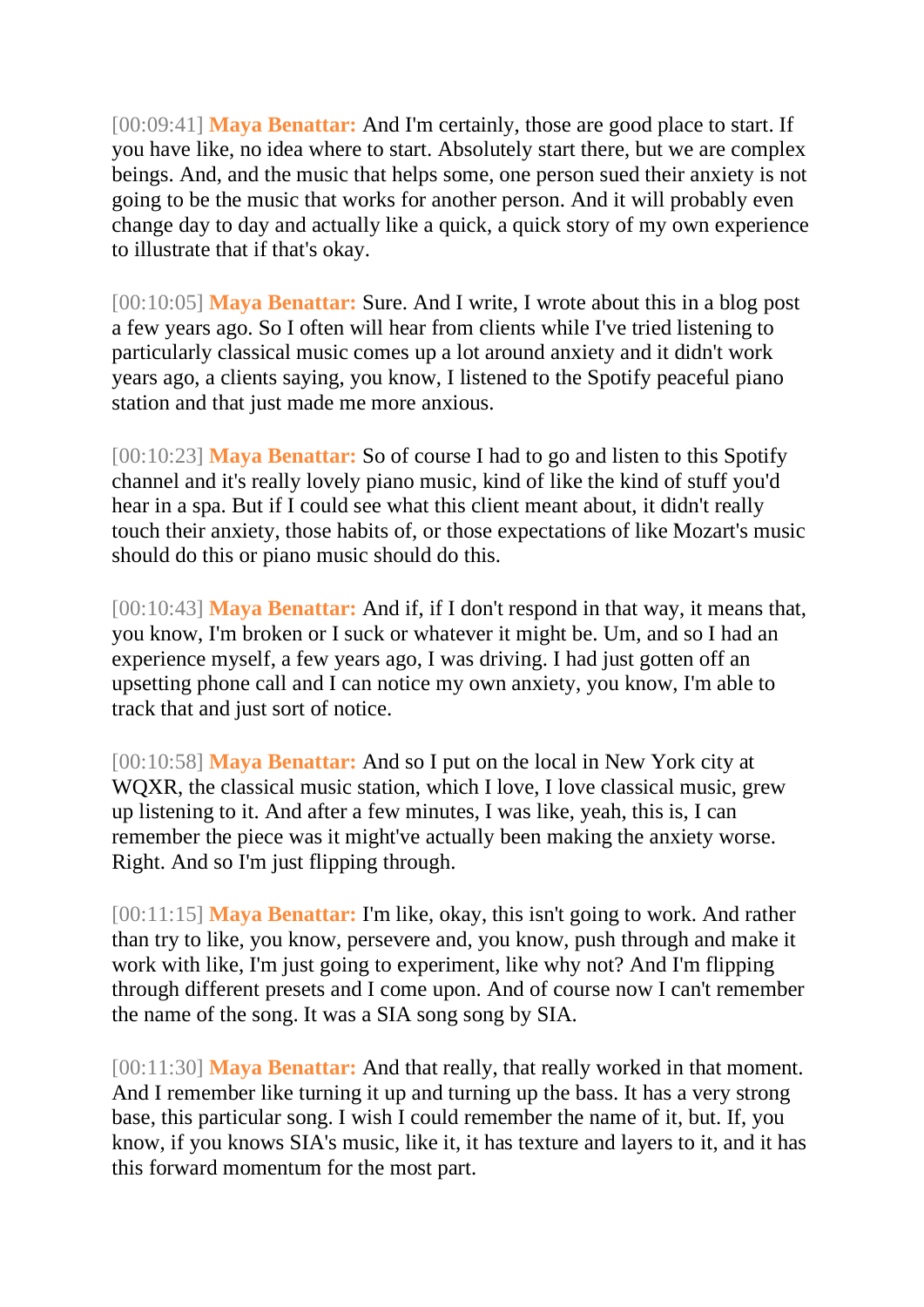[00:09:41] **Maya Benattar:** And I'm certainly, those are good place to start. If you have like, no idea where to start. Absolutely start there, but we are complex beings. And, and the music that helps some, one person sued their anxiety is not going to be the music that works for another person. And it will probably even change day to day and actually like a quick, a quick story of my own experience to illustrate that if that's okay.

[00:10:05] **Maya Benattar:** Sure. And I write, I wrote about this in a blog post a few years ago. So I often will hear from clients while I've tried listening to particularly classical music comes up a lot around anxiety and it didn't work years ago, a clients saying, you know, I listened to the Spotify peaceful piano station and that just made me more anxious.

[00:10:23] **Maya Benattar:** So of course I had to go and listen to this Spotify channel and it's really lovely piano music, kind of like the kind of stuff you'd hear in a spa. But if I could see what this client meant about, it didn't really touch their anxiety, those habits of, or those expectations of like Mozart's music should do this or piano music should do this.

[00:10:43] **Maya Benattar:** And if, if I don't respond in that way, it means that, you know, I'm broken or I suck or whatever it might be. Um, and so I had an experience myself, a few years ago, I was driving. I had just gotten off an upsetting phone call and I can notice my own anxiety, you know, I'm able to track that and just sort of notice.

[00:10:58] **Maya Benattar:** And so I put on the local in New York city at WQXR, the classical music station, which I love, I love classical music, grew up listening to it. And after a few minutes, I was like, yeah, this is, I can remember the piece was it might've actually been making the anxiety worse. Right. And so I'm just flipping through.

[00:11:15] **Maya Benattar:** I'm like, okay, this isn't going to work. And rather than try to like, you know, persevere and, you know, push through and make it work with like, I'm just going to experiment, like why not? And I'm flipping through different presets and I come upon. And of course now I can't remember the name of the song. It was a SIA song song by SIA.

[00:11:30] **Maya Benattar:** And that really, that really worked in that moment. And I remember like turning it up and turning up the bass. It has a very strong base, this particular song. I wish I could remember the name of it, but. If, you know, if you knows SIA's music, like it, it has texture and layers to it, and it has this forward momentum for the most part.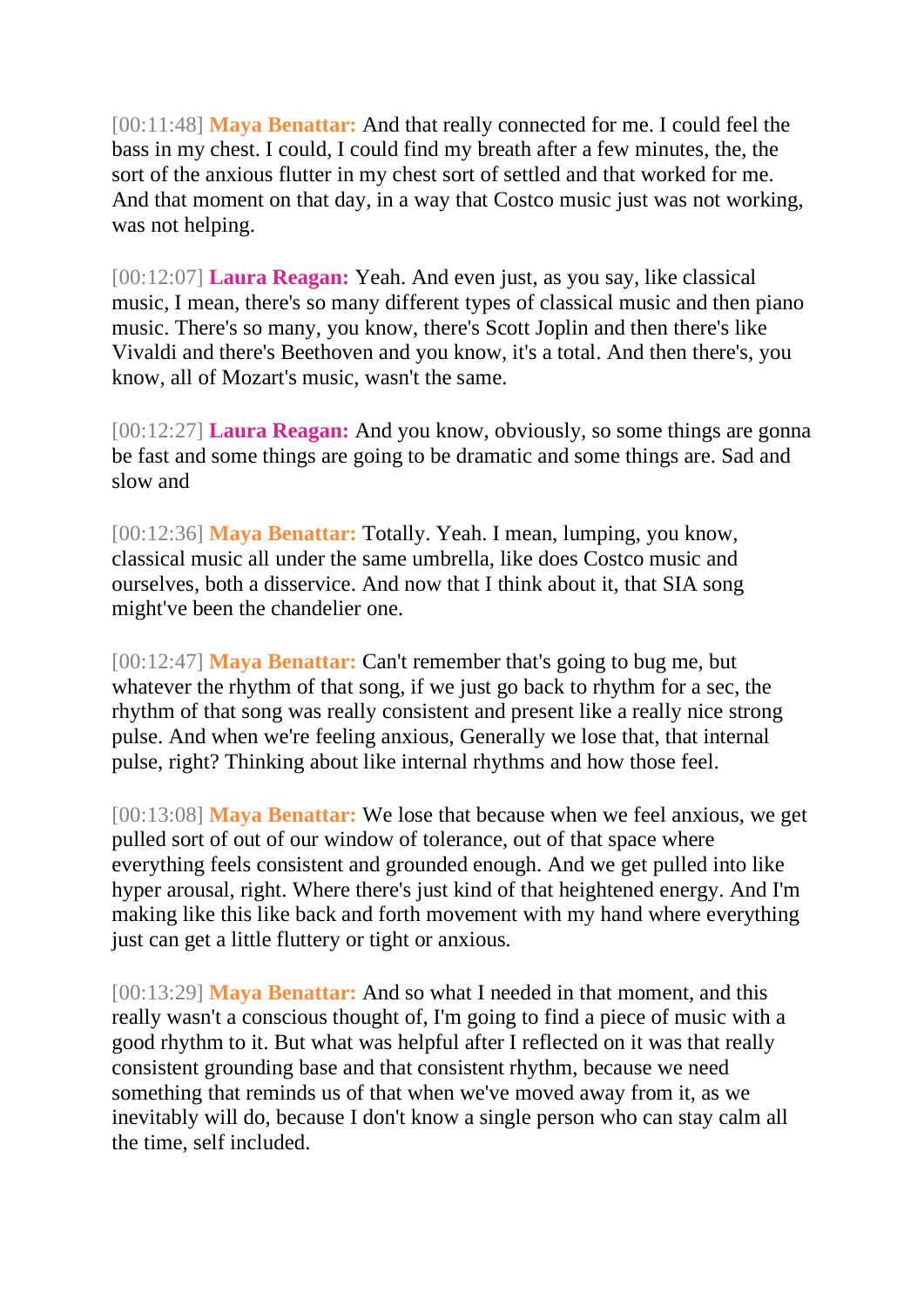[00:11:48] **Maya Benattar:** And that really connected for me. I could feel the bass in my chest. I could, I could find my breath after a few minutes, the, the sort of the anxious flutter in my chest sort of settled and that worked for me. And that moment on that day, in a way that Costco music just was not working, was not helping.

[00:12:07] **Laura Reagan:** Yeah. And even just, as you say, like classical music, I mean, there's so many different types of classical music and then piano music. There's so many, you know, there's Scott Joplin and then there's like Vivaldi and there's Beethoven and you know, it's a total. And then there's, you know, all of Mozart's music, wasn't the same.

[00:12:27] **Laura Reagan:** And you know, obviously, so some things are gonna be fast and some things are going to be dramatic and some things are. Sad and slow and

[00:12:36] **Maya Benattar:** Totally. Yeah. I mean, lumping, you know, classical music all under the same umbrella, like does Costco music and ourselves, both a disservice. And now that I think about it, that SIA song might've been the chandelier one.

[00:12:47] **Maya Benattar:** Can't remember that's going to bug me, but whatever the rhythm of that song, if we just go back to rhythm for a sec, the rhythm of that song was really consistent and present like a really nice strong pulse. And when we're feeling anxious, Generally we lose that, that internal pulse, right? Thinking about like internal rhythms and how those feel.

[00:13:08] **Maya Benattar:** We lose that because when we feel anxious, we get pulled sort of out of our window of tolerance, out of that space where everything feels consistent and grounded enough. And we get pulled into like hyper arousal, right. Where there's just kind of that heightened energy. And I'm making like this like back and forth movement with my hand where everything just can get a little fluttery or tight or anxious.

[00:13:29] **Maya Benattar:** And so what I needed in that moment, and this really wasn't a conscious thought of, I'm going to find a piece of music with a good rhythm to it. But what was helpful after I reflected on it was that really consistent grounding base and that consistent rhythm, because we need something that reminds us of that when we've moved away from it, as we inevitably will do, because I don't know a single person who can stay calm all the time, self included.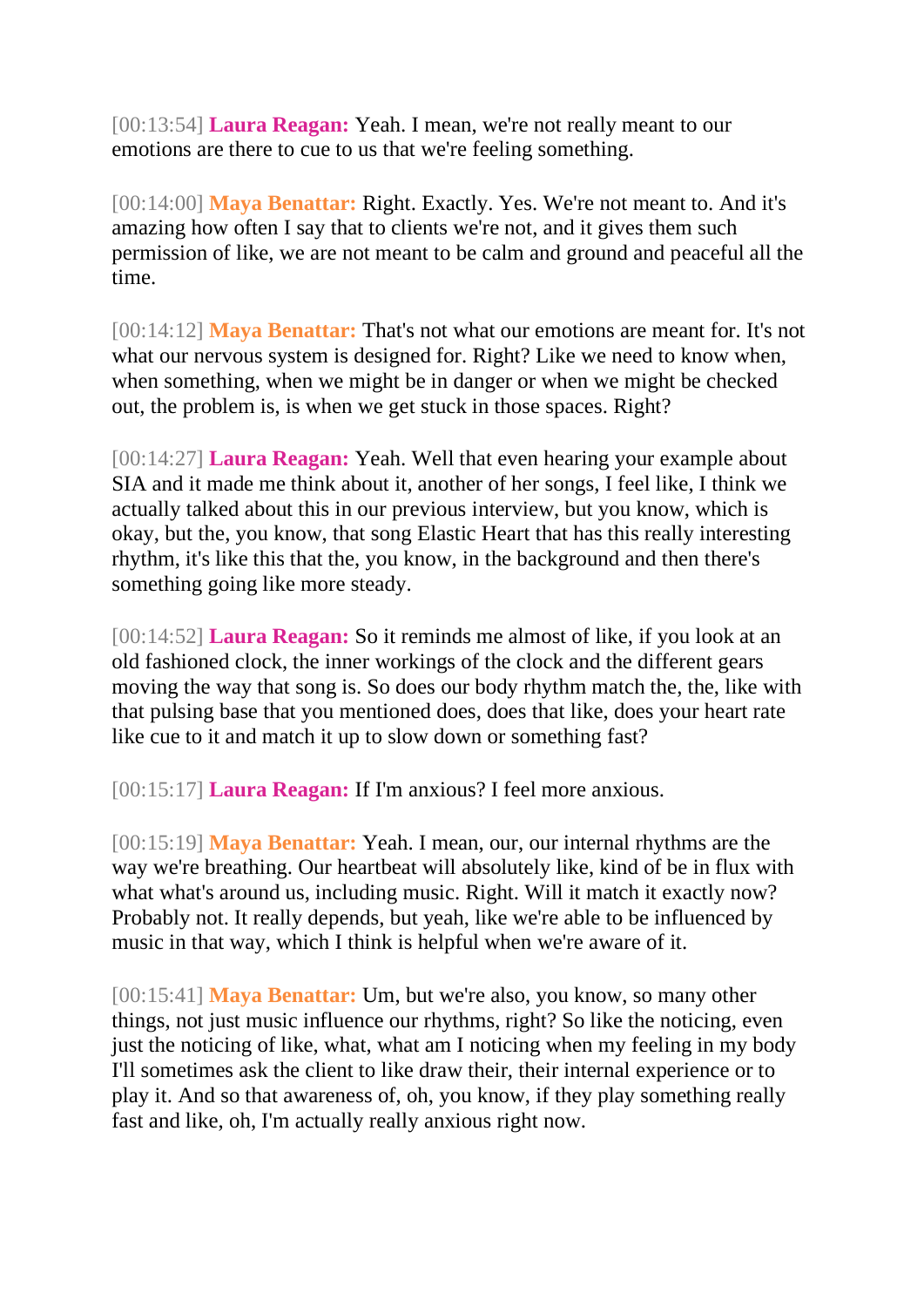[00:13:54] **Laura Reagan:** Yeah. I mean, we're not really meant to our emotions are there to cue to us that we're feeling something.

[00:14:00] **Maya Benattar:** Right. Exactly. Yes. We're not meant to. And it's amazing how often I say that to clients we're not, and it gives them such permission of like, we are not meant to be calm and ground and peaceful all the time.

[00:14:12] **Maya Benattar:** That's not what our emotions are meant for. It's not what our nervous system is designed for. Right? Like we need to know when, when something, when we might be in danger or when we might be checked out, the problem is, is when we get stuck in those spaces. Right?

[00:14:27] **Laura Reagan:** Yeah. Well that even hearing your example about SIA and it made me think about it, another of her songs, I feel like, I think we actually talked about this in our previous interview, but you know, which is okay, but the, you know, that song Elastic Heart that has this really interesting rhythm, it's like this that the, you know, in the background and then there's something going like more steady.

[00:14:52] **Laura Reagan:** So it reminds me almost of like, if you look at an old fashioned clock, the inner workings of the clock and the different gears moving the way that song is. So does our body rhythm match the, the, like with that pulsing base that you mentioned does, does that like, does your heart rate like cue to it and match it up to slow down or something fast?

[00:15:17] **Laura Reagan:** If I'm anxious? I feel more anxious.

[00:15:19] **Maya Benattar:** Yeah. I mean, our, our internal rhythms are the way we're breathing. Our heartbeat will absolutely like, kind of be in flux with what what's around us, including music. Right. Will it match it exactly now? Probably not. It really depends, but yeah, like we're able to be influenced by music in that way, which I think is helpful when we're aware of it.

[00:15:41] **Maya Benattar:** Um, but we're also, you know, so many other things, not just music influence our rhythms, right? So like the noticing, even just the noticing of like, what, what am I noticing when my feeling in my body I'll sometimes ask the client to like draw their, their internal experience or to play it. And so that awareness of, oh, you know, if they play something really fast and like, oh, I'm actually really anxious right now.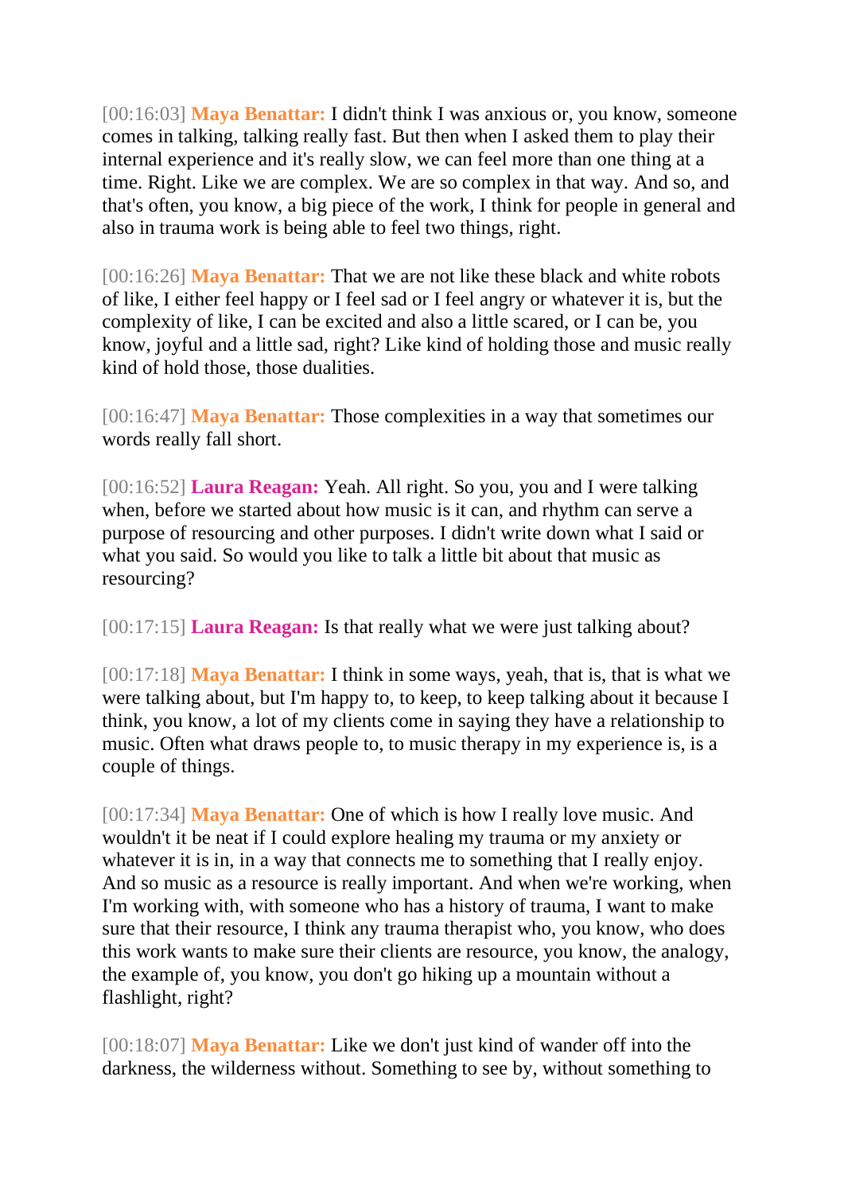[00:16:03] **Maya Benattar:** I didn't think I was anxious or, you know, someone comes in talking, talking really fast. But then when I asked them to play their internal experience and it's really slow, we can feel more than one thing at a time. Right. Like we are complex. We are so complex in that way. And so, and that's often, you know, a big piece of the work, I think for people in general and also in trauma work is being able to feel two things, right.

[00:16:26] **Maya Benattar:** That we are not like these black and white robots of like, I either feel happy or I feel sad or I feel angry or whatever it is, but the complexity of like, I can be excited and also a little scared, or I can be, you know, joyful and a little sad, right? Like kind of holding those and music really kind of hold those, those dualities.

[00:16:47] **Maya Benattar:** Those complexities in a way that sometimes our words really fall short.

[00:16:52] **Laura Reagan:** Yeah. All right. So you, you and I were talking when, before we started about how music is it can, and rhythm can serve a purpose of resourcing and other purposes. I didn't write down what I said or what you said. So would you like to talk a little bit about that music as resourcing?

[00:17:15] **Laura Reagan:** Is that really what we were just talking about?

[00:17:18] **Maya Benattar:** I think in some ways, yeah, that is, that is what we were talking about, but I'm happy to, to keep, to keep talking about it because I think, you know, a lot of my clients come in saying they have a relationship to music. Often what draws people to, to music therapy in my experience is, is a couple of things.

[00:17:34] **Maya Benattar:** One of which is how I really love music. And wouldn't it be neat if I could explore healing my trauma or my anxiety or whatever it is in, in a way that connects me to something that I really enjoy. And so music as a resource is really important. And when we're working, when I'm working with, with someone who has a history of trauma, I want to make sure that their resource, I think any trauma therapist who, you know, who does this work wants to make sure their clients are resource, you know, the analogy, the example of, you know, you don't go hiking up a mountain without a flashlight, right?

[00:18:07] **Maya Benattar:** Like we don't just kind of wander off into the darkness, the wilderness without. Something to see by, without something to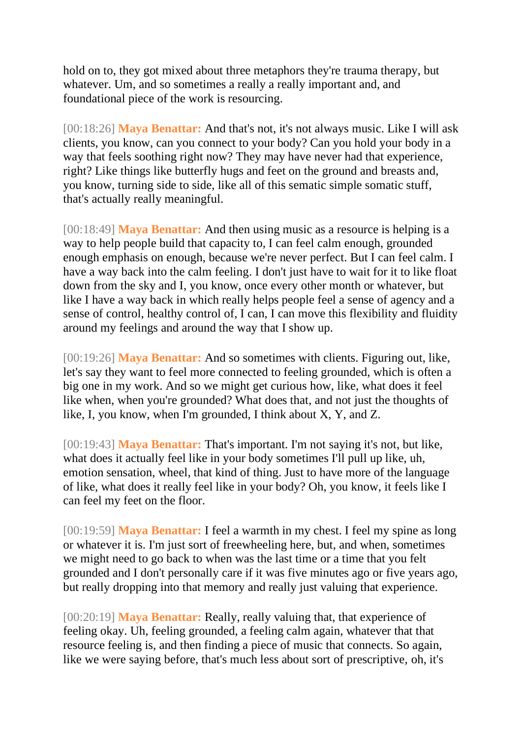hold on to, they got mixed about three metaphors they're trauma therapy, but whatever. Um, and so sometimes a really a really important and, and foundational piece of the work is resourcing.

[00:18:26] **Maya Benattar:** And that's not, it's not always music. Like I will ask clients, you know, can you connect to your body? Can you hold your body in a way that feels soothing right now? They may have never had that experience, right? Like things like butterfly hugs and feet on the ground and breasts and, you know, turning side to side, like all of this sematic simple somatic stuff, that's actually really meaningful.

[00:18:49] **Maya Benattar:** And then using music as a resource is helping is a way to help people build that capacity to, I can feel calm enough, grounded enough emphasis on enough, because we're never perfect. But I can feel calm. I have a way back into the calm feeling. I don't just have to wait for it to like float down from the sky and I, you know, once every other month or whatever, but like I have a way back in which really helps people feel a sense of agency and a sense of control, healthy control of, I can, I can move this flexibility and fluidity around my feelings and around the way that I show up.

[00:19:26] **Maya Benattar:** And so sometimes with clients. Figuring out, like, let's say they want to feel more connected to feeling grounded, which is often a big one in my work. And so we might get curious how, like, what does it feel like when, when you're grounded? What does that, and not just the thoughts of like, I, you know, when I'm grounded, I think about X, Y, and Z.

[00:19:43] **Maya Benattar:** That's important. I'm not saying it's not, but like, what does it actually feel like in your body sometimes I'll pull up like, uh, emotion sensation, wheel, that kind of thing. Just to have more of the language of like, what does it really feel like in your body? Oh, you know, it feels like I can feel my feet on the floor.

[00:19:59] **Maya Benattar:** I feel a warmth in my chest. I feel my spine as long or whatever it is. I'm just sort of freewheeling here, but, and when, sometimes we might need to go back to when was the last time or a time that you felt grounded and I don't personally care if it was five minutes ago or five years ago, but really dropping into that memory and really just valuing that experience.

[00:20:19] **Maya Benattar:** Really, really valuing that, that experience of feeling okay. Uh, feeling grounded, a feeling calm again, whatever that that resource feeling is, and then finding a piece of music that connects. So again, like we were saying before, that's much less about sort of prescriptive, oh, it's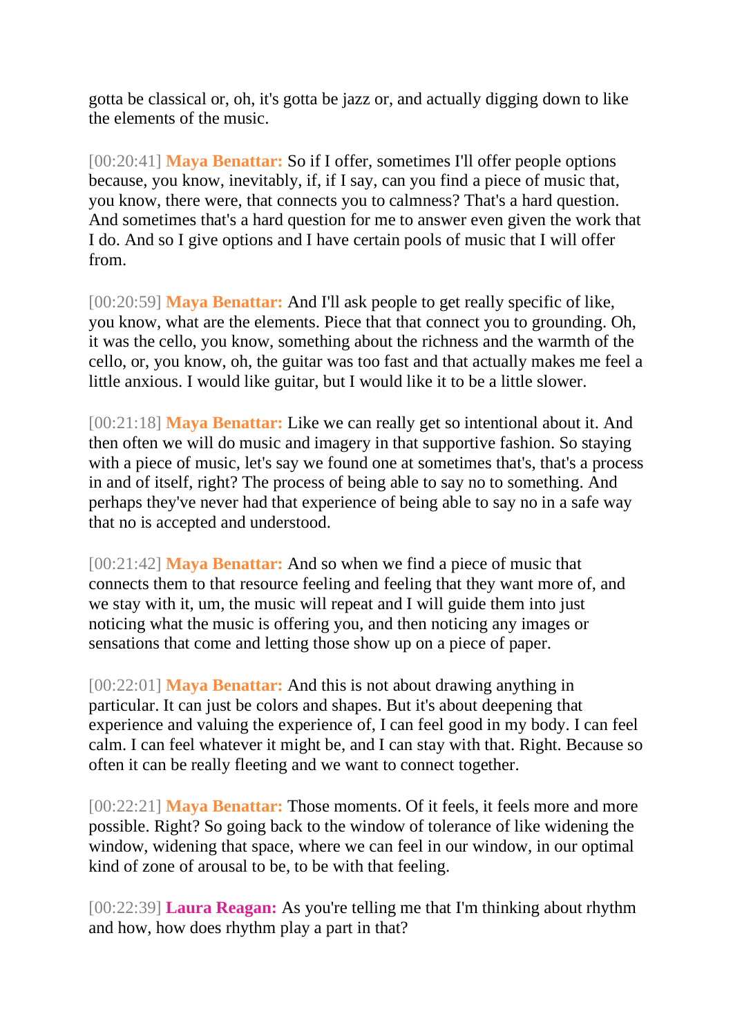gotta be classical or, oh, it's gotta be jazz or, and actually digging down to like the elements of the music.

[00:20:41] **Maya Benattar:** So if I offer, sometimes I'll offer people options because, you know, inevitably, if, if I say, can you find a piece of music that, you know, there were, that connects you to calmness? That's a hard question. And sometimes that's a hard question for me to answer even given the work that I do. And so I give options and I have certain pools of music that I will offer from.

[00:20:59] **Maya Benattar:** And I'll ask people to get really specific of like, you know, what are the elements. Piece that that connect you to grounding. Oh, it was the cello, you know, something about the richness and the warmth of the cello, or, you know, oh, the guitar was too fast and that actually makes me feel a little anxious. I would like guitar, but I would like it to be a little slower.

[00:21:18] **Maya Benattar:** Like we can really get so intentional about it. And then often we will do music and imagery in that supportive fashion. So staying with a piece of music, let's say we found one at sometimes that's, that's a process in and of itself, right? The process of being able to say no to something. And perhaps they've never had that experience of being able to say no in a safe way that no is accepted and understood.

[00:21:42] **Maya Benattar:** And so when we find a piece of music that connects them to that resource feeling and feeling that they want more of, and we stay with it, um, the music will repeat and I will guide them into just noticing what the music is offering you, and then noticing any images or sensations that come and letting those show up on a piece of paper.

[00:22:01] **Maya Benattar:** And this is not about drawing anything in particular. It can just be colors and shapes. But it's about deepening that experience and valuing the experience of, I can feel good in my body. I can feel calm. I can feel whatever it might be, and I can stay with that. Right. Because so often it can be really fleeting and we want to connect together.

[00:22:21] **Maya Benattar:** Those moments. Of it feels, it feels more and more possible. Right? So going back to the window of tolerance of like widening the window, widening that space, where we can feel in our window, in our optimal kind of zone of arousal to be, to be with that feeling.

[00:22:39] **Laura Reagan:** As you're telling me that I'm thinking about rhythm and how, how does rhythm play a part in that?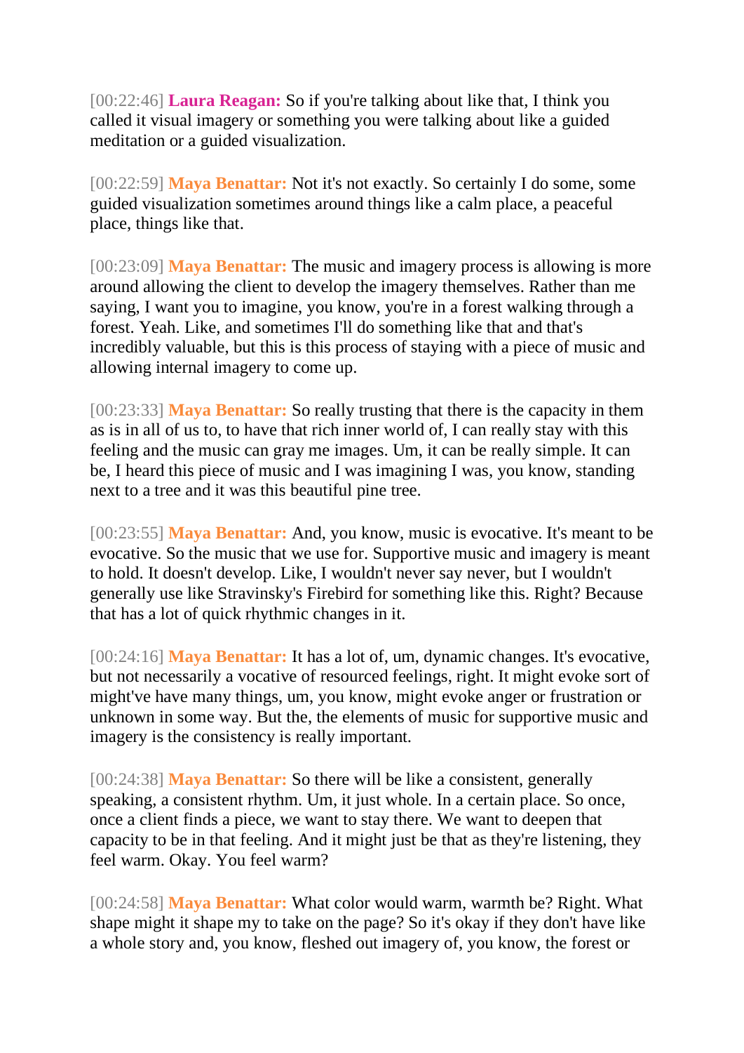[00:22:46] **Laura Reagan:** So if you're talking about like that, I think you called it visual imagery or something you were talking about like a guided meditation or a guided visualization.

[00:22:59] **Maya Benattar:** Not it's not exactly. So certainly I do some, some guided visualization sometimes around things like a calm place, a peaceful place, things like that.

[00:23:09] **Maya Benattar:** The music and imagery process is allowing is more around allowing the client to develop the imagery themselves. Rather than me saying, I want you to imagine, you know, you're in a forest walking through a forest. Yeah. Like, and sometimes I'll do something like that and that's incredibly valuable, but this is this process of staying with a piece of music and allowing internal imagery to come up.

[00:23:33] **Maya Benattar:** So really trusting that there is the capacity in them as is in all of us to, to have that rich inner world of, I can really stay with this feeling and the music can gray me images. Um, it can be really simple. It can be, I heard this piece of music and I was imagining I was, you know, standing next to a tree and it was this beautiful pine tree.

[00:23:55] **Maya Benattar:** And, you know, music is evocative. It's meant to be evocative. So the music that we use for. Supportive music and imagery is meant to hold. It doesn't develop. Like, I wouldn't never say never, but I wouldn't generally use like Stravinsky's Firebird for something like this. Right? Because that has a lot of quick rhythmic changes in it.

[00:24:16] **Maya Benattar:** It has a lot of, um, dynamic changes. It's evocative, but not necessarily a vocative of resourced feelings, right. It might evoke sort of might've have many things, um, you know, might evoke anger or frustration or unknown in some way. But the, the elements of music for supportive music and imagery is the consistency is really important.

[00:24:38] **Maya Benattar:** So there will be like a consistent, generally speaking, a consistent rhythm. Um, it just whole. In a certain place. So once, once a client finds a piece, we want to stay there. We want to deepen that capacity to be in that feeling. And it might just be that as they're listening, they feel warm. Okay. You feel warm?

[00:24:58] **Maya Benattar:** What color would warm, warmth be? Right. What shape might it shape my to take on the page? So it's okay if they don't have like a whole story and, you know, fleshed out imagery of, you know, the forest or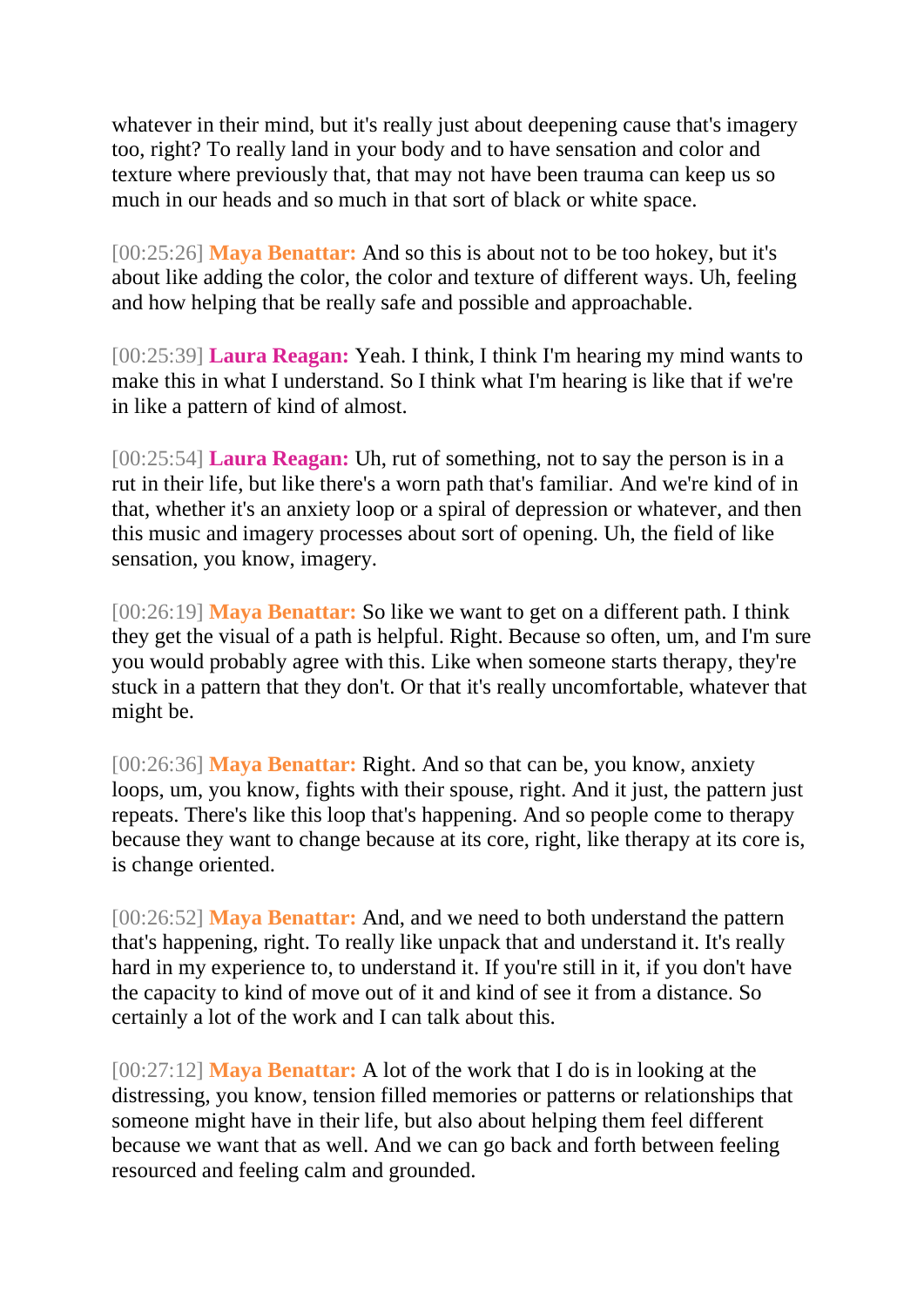whatever in their mind, but it's really just about deepening cause that's imagery too, right? To really land in your body and to have sensation and color and texture where previously that, that may not have been trauma can keep us so much in our heads and so much in that sort of black or white space.

[00:25:26] **Maya Benattar:** And so this is about not to be too hokey, but it's about like adding the color, the color and texture of different ways. Uh, feeling and how helping that be really safe and possible and approachable.

[00:25:39] **Laura Reagan:** Yeah. I think, I think I'm hearing my mind wants to make this in what I understand. So I think what I'm hearing is like that if we're in like a pattern of kind of almost.

[00:25:54] **Laura Reagan:** Uh, rut of something, not to say the person is in a rut in their life, but like there's a worn path that's familiar. And we're kind of in that, whether it's an anxiety loop or a spiral of depression or whatever, and then this music and imagery processes about sort of opening. Uh, the field of like sensation, you know, imagery.

[00:26:19] **Maya Benattar:** So like we want to get on a different path. I think they get the visual of a path is helpful. Right. Because so often, um, and I'm sure you would probably agree with this. Like when someone starts therapy, they're stuck in a pattern that they don't. Or that it's really uncomfortable, whatever that might be.

[00:26:36] **Maya Benattar:** Right. And so that can be, you know, anxiety loops, um, you know, fights with their spouse, right. And it just, the pattern just repeats. There's like this loop that's happening. And so people come to therapy because they want to change because at its core, right, like therapy at its core is, is change oriented.

[00:26:52] **Maya Benattar:** And, and we need to both understand the pattern that's happening, right. To really like unpack that and understand it. It's really hard in my experience to, to understand it. If you're still in it, if you don't have the capacity to kind of move out of it and kind of see it from a distance. So certainly a lot of the work and I can talk about this.

[00:27:12] **Maya Benattar:** A lot of the work that I do is in looking at the distressing, you know, tension filled memories or patterns or relationships that someone might have in their life, but also about helping them feel different because we want that as well. And we can go back and forth between feeling resourced and feeling calm and grounded.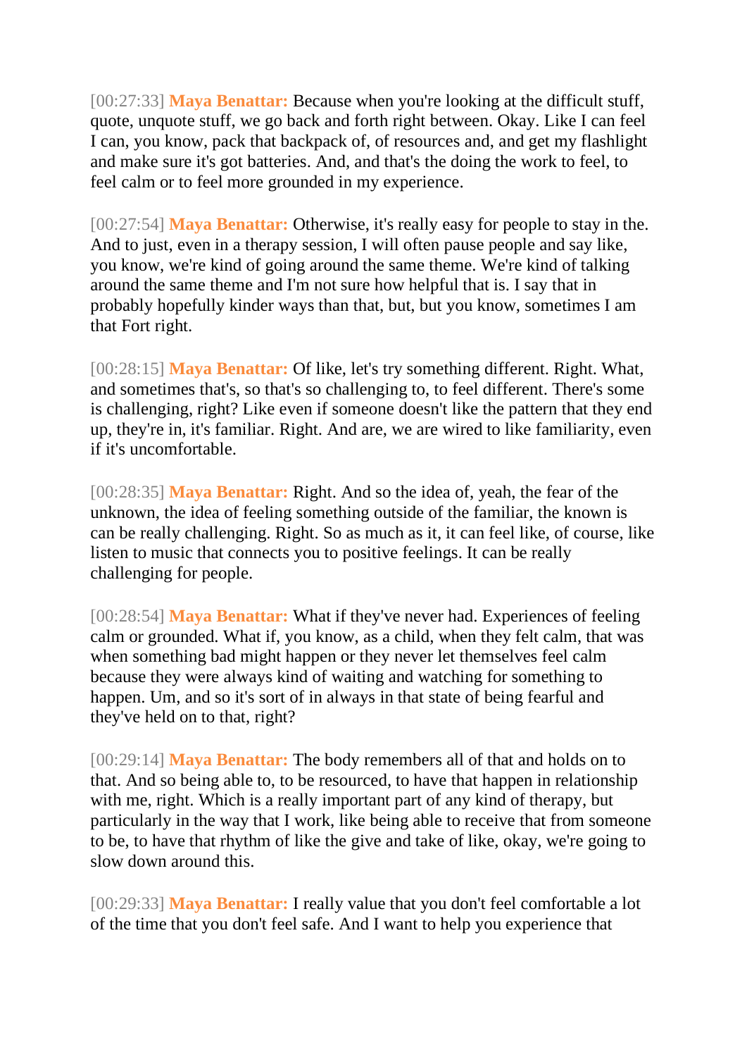[00:27:33] **Maya Benattar:** Because when you're looking at the difficult stuff, quote, unquote stuff, we go back and forth right between. Okay. Like I can feel I can, you know, pack that backpack of, of resources and, and get my flashlight and make sure it's got batteries. And, and that's the doing the work to feel, to feel calm or to feel more grounded in my experience.

[00:27:54] **Maya Benattar:** Otherwise, it's really easy for people to stay in the. And to just, even in a therapy session, I will often pause people and say like, you know, we're kind of going around the same theme. We're kind of talking around the same theme and I'm not sure how helpful that is. I say that in probably hopefully kinder ways than that, but, but you know, sometimes I am that Fort right.

[00:28:15] **Maya Benattar:** Of like, let's try something different. Right. What, and sometimes that's, so that's so challenging to, to feel different. There's some is challenging, right? Like even if someone doesn't like the pattern that they end up, they're in, it's familiar. Right. And are, we are wired to like familiarity, even if it's uncomfortable.

[00:28:35] **Maya Benattar:** Right. And so the idea of, yeah, the fear of the unknown, the idea of feeling something outside of the familiar, the known is can be really challenging. Right. So as much as it, it can feel like, of course, like listen to music that connects you to positive feelings. It can be really challenging for people.

[00:28:54] **Maya Benattar:** What if they've never had. Experiences of feeling calm or grounded. What if, you know, as a child, when they felt calm, that was when something bad might happen or they never let themselves feel calm because they were always kind of waiting and watching for something to happen. Um, and so it's sort of in always in that state of being fearful and they've held on to that, right?

[00:29:14] **Maya Benattar:** The body remembers all of that and holds on to that. And so being able to, to be resourced, to have that happen in relationship with me, right. Which is a really important part of any kind of therapy, but particularly in the way that I work, like being able to receive that from someone to be, to have that rhythm of like the give and take of like, okay, we're going to slow down around this.

[00:29:33] **Maya Benattar:** I really value that you don't feel comfortable a lot of the time that you don't feel safe. And I want to help you experience that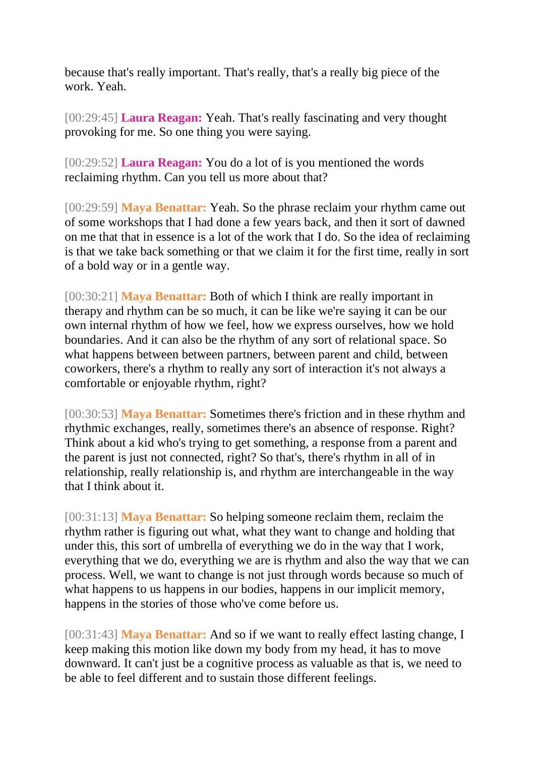because that's really important. That's really, that's a really big piece of the work. Yeah.

[00:29:45] **Laura Reagan:** Yeah. That's really fascinating and very thought provoking for me. So one thing you were saying.

[00:29:52] **Laura Reagan:** You do a lot of is you mentioned the words reclaiming rhythm. Can you tell us more about that?

[00:29:59] **Maya Benattar:** Yeah. So the phrase reclaim your rhythm came out of some workshops that I had done a few years back, and then it sort of dawned on me that that in essence is a lot of the work that I do. So the idea of reclaiming is that we take back something or that we claim it for the first time, really in sort of a bold way or in a gentle way.

[00:30:21] **Maya Benattar:** Both of which I think are really important in therapy and rhythm can be so much, it can be like we're saying it can be our own internal rhythm of how we feel, how we express ourselves, how we hold boundaries. And it can also be the rhythm of any sort of relational space. So what happens between between partners, between parent and child, between coworkers, there's a rhythm to really any sort of interaction it's not always a comfortable or enjoyable rhythm, right?

[00:30:53] **Maya Benattar:** Sometimes there's friction and in these rhythm and rhythmic exchanges, really, sometimes there's an absence of response. Right? Think about a kid who's trying to get something, a response from a parent and the parent is just not connected, right? So that's, there's rhythm in all of in relationship, really relationship is, and rhythm are interchangeable in the way that I think about it.

[00:31:13] **Maya Benattar:** So helping someone reclaim them, reclaim the rhythm rather is figuring out what, what they want to change and holding that under this, this sort of umbrella of everything we do in the way that I work, everything that we do, everything we are is rhythm and also the way that we can process. Well, we want to change is not just through words because so much of what happens to us happens in our bodies, happens in our implicit memory, happens in the stories of those who've come before us.

[00:31:43] **Maya Benattar:** And so if we want to really effect lasting change, I keep making this motion like down my body from my head, it has to move downward. It can't just be a cognitive process as valuable as that is, we need to be able to feel different and to sustain those different feelings.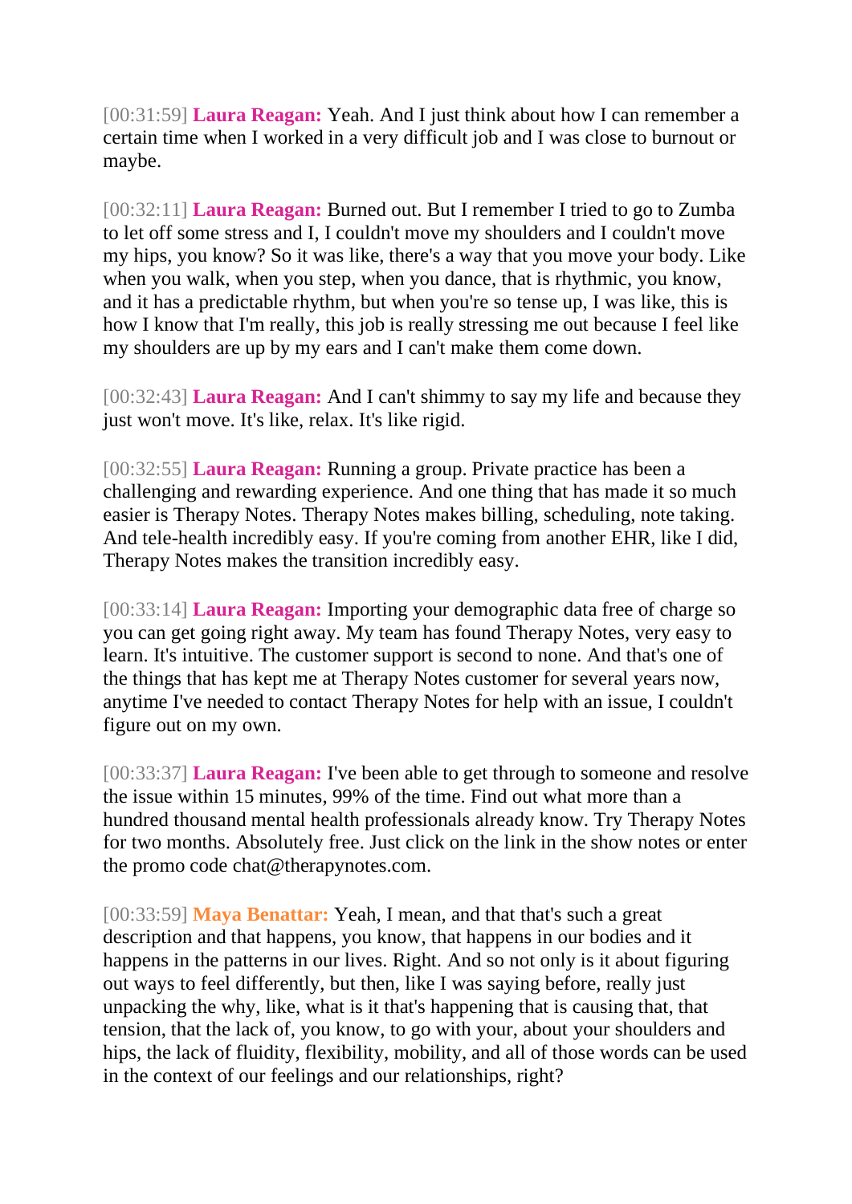[00:31:59] **Laura Reagan:** Yeah. And I just think about how I can remember a certain time when I worked in a very difficult job and I was close to burnout or maybe.

[00:32:11] **Laura Reagan:** Burned out. But I remember I tried to go to Zumba to let off some stress and I, I couldn't move my shoulders and I couldn't move my hips, you know? So it was like, there's a way that you move your body. Like when you walk, when you step, when you dance, that is rhythmic, you know, and it has a predictable rhythm, but when you're so tense up, I was like, this is how I know that I'm really, this job is really stressing me out because I feel like my shoulders are up by my ears and I can't make them come down.

[00:32:43] **Laura Reagan:** And I can't shimmy to say my life and because they just won't move. It's like, relax. It's like rigid.

[00:32:55] **Laura Reagan:** Running a group. Private practice has been a challenging and rewarding experience. And one thing that has made it so much easier is Therapy Notes. Therapy Notes makes billing, scheduling, note taking. And tele-health incredibly easy. If you're coming from another EHR, like I did, Therapy Notes makes the transition incredibly easy.

[00:33:14] **Laura Reagan:** Importing your demographic data free of charge so you can get going right away. My team has found Therapy Notes, very easy to learn. It's intuitive. The customer support is second to none. And that's one of the things that has kept me at Therapy Notes customer for several years now, anytime I've needed to contact Therapy Notes for help with an issue, I couldn't figure out on my own.

[00:33:37] **Laura Reagan:** I've been able to get through to someone and resolve the issue within 15 minutes, 99% of the time. Find out what more than a hundred thousand mental health professionals already know. Try Therapy Notes for two months. Absolutely free. Just click on the link in the show notes or enter the promo code chat@therapynotes.com.

[00:33:59] **Maya Benattar:** Yeah, I mean, and that that's such a great description and that happens, you know, that happens in our bodies and it happens in the patterns in our lives. Right. And so not only is it about figuring out ways to feel differently, but then, like I was saying before, really just unpacking the why, like, what is it that's happening that is causing that, that tension, that the lack of, you know, to go with your, about your shoulders and hips, the lack of fluidity, flexibility, mobility, and all of those words can be used in the context of our feelings and our relationships, right?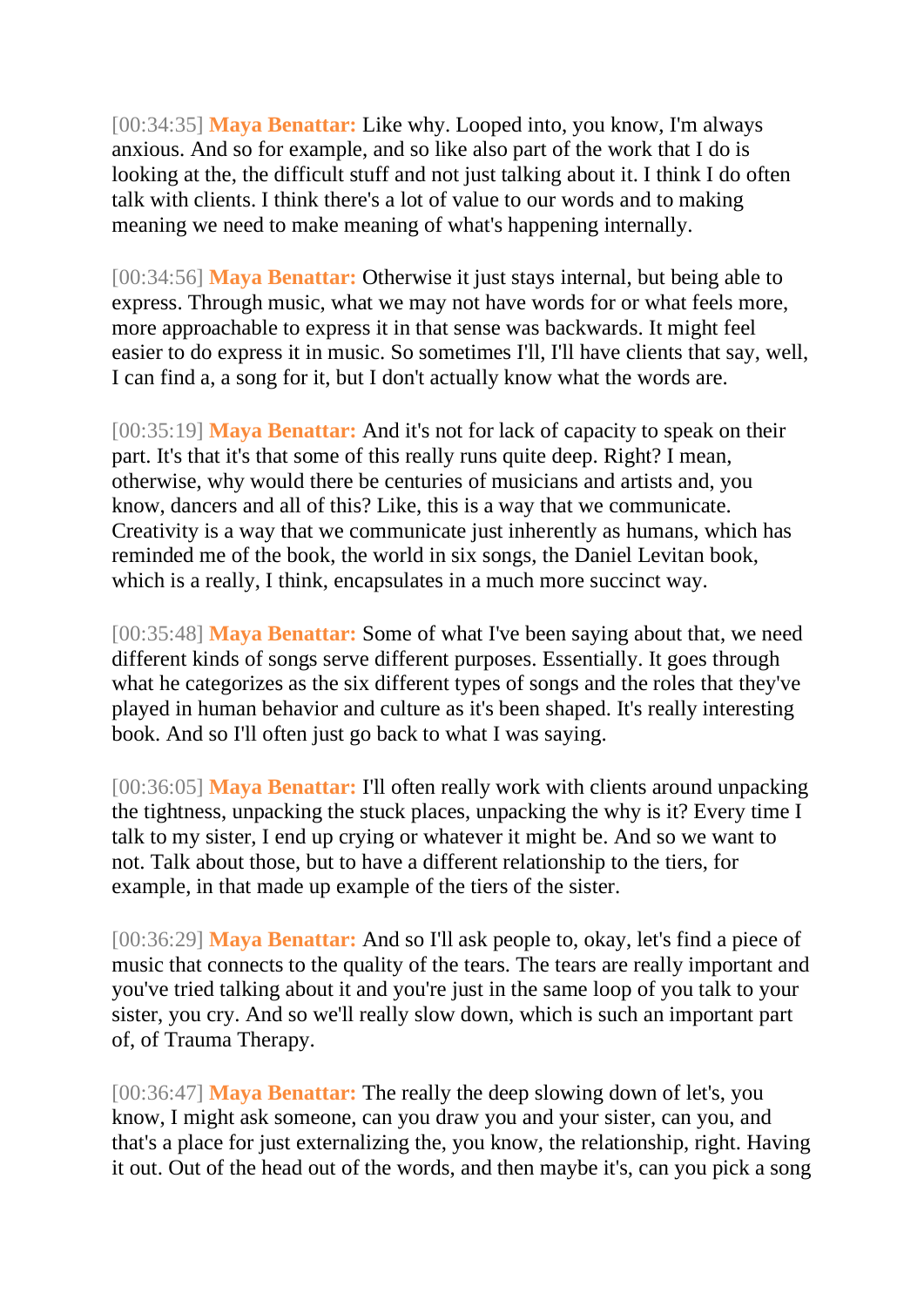[00:34:35] **Maya Benattar:** Like why. Looped into, you know, I'm always anxious. And so for example, and so like also part of the work that I do is looking at the, the difficult stuff and not just talking about it. I think I do often talk with clients. I think there's a lot of value to our words and to making meaning we need to make meaning of what's happening internally.

[00:34:56] **Maya Benattar:** Otherwise it just stays internal, but being able to express. Through music, what we may not have words for or what feels more, more approachable to express it in that sense was backwards. It might feel easier to do express it in music. So sometimes I'll, I'll have clients that say, well, I can find a, a song for it, but I don't actually know what the words are.

[00:35:19] **Maya Benattar:** And it's not for lack of capacity to speak on their part. It's that it's that some of this really runs quite deep. Right? I mean, otherwise, why would there be centuries of musicians and artists and, you know, dancers and all of this? Like, this is a way that we communicate. Creativity is a way that we communicate just inherently as humans, which has reminded me of the book, the world in six songs, the Daniel Levitan book, which is a really, I think, encapsulates in a much more succinct way.

[00:35:48] **Maya Benattar:** Some of what I've been saying about that, we need different kinds of songs serve different purposes. Essentially. It goes through what he categorizes as the six different types of songs and the roles that they've played in human behavior and culture as it's been shaped. It's really interesting book. And so I'll often just go back to what I was saying.

[00:36:05] **Maya Benattar:** I'll often really work with clients around unpacking the tightness, unpacking the stuck places, unpacking the why is it? Every time I talk to my sister, I end up crying or whatever it might be. And so we want to not. Talk about those, but to have a different relationship to the tiers, for example, in that made up example of the tiers of the sister.

[00:36:29] **Maya Benattar:** And so I'll ask people to, okay, let's find a piece of music that connects to the quality of the tears. The tears are really important and you've tried talking about it and you're just in the same loop of you talk to your sister, you cry. And so we'll really slow down, which is such an important part of, of Trauma Therapy.

[00:36:47] **Maya Benattar:** The really the deep slowing down of let's, you know, I might ask someone, can you draw you and your sister, can you, and that's a place for just externalizing the, you know, the relationship, right. Having it out. Out of the head out of the words, and then maybe it's, can you pick a song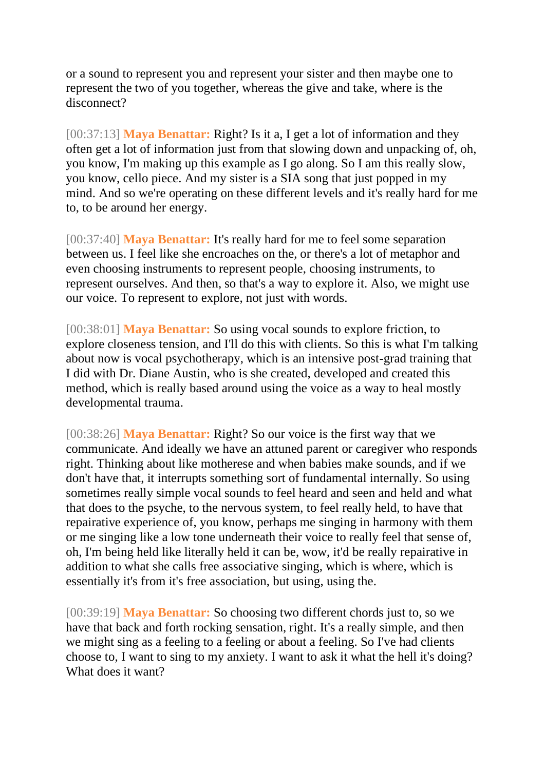or a sound to represent you and represent your sister and then maybe one to represent the two of you together, whereas the give and take, where is the disconnect?

[00:37:13] **Maya Benattar:** Right? Is it a, I get a lot of information and they often get a lot of information just from that slowing down and unpacking of, oh, you know, I'm making up this example as I go along. So I am this really slow, you know, cello piece. And my sister is a SIA song that just popped in my mind. And so we're operating on these different levels and it's really hard for me to, to be around her energy.

[00:37:40] **Maya Benattar:** It's really hard for me to feel some separation between us. I feel like she encroaches on the, or there's a lot of metaphor and even choosing instruments to represent people, choosing instruments, to represent ourselves. And then, so that's a way to explore it. Also, we might use our voice. To represent to explore, not just with words.

[00:38:01] **Maya Benattar:** So using vocal sounds to explore friction, to explore closeness tension, and I'll do this with clients. So this is what I'm talking about now is vocal psychotherapy, which is an intensive post-grad training that I did with Dr. Diane Austin, who is she created, developed and created this method, which is really based around using the voice as a way to heal mostly developmental trauma.

[00:38:26] **Maya Benattar:** Right? So our voice is the first way that we communicate. And ideally we have an attuned parent or caregiver who responds right. Thinking about like motherese and when babies make sounds, and if we don't have that, it interrupts something sort of fundamental internally. So using sometimes really simple vocal sounds to feel heard and seen and held and what that does to the psyche, to the nervous system, to feel really held, to have that repairative experience of, you know, perhaps me singing in harmony with them or me singing like a low tone underneath their voice to really feel that sense of, oh, I'm being held like literally held it can be, wow, it'd be really repairative in addition to what she calls free associative singing, which is where, which is essentially it's from it's free association, but using, using the.

[00:39:19] **Maya Benattar:** So choosing two different chords just to, so we have that back and forth rocking sensation, right. It's a really simple, and then we might sing as a feeling to a feeling or about a feeling. So I've had clients choose to, I want to sing to my anxiety. I want to ask it what the hell it's doing? What does it want?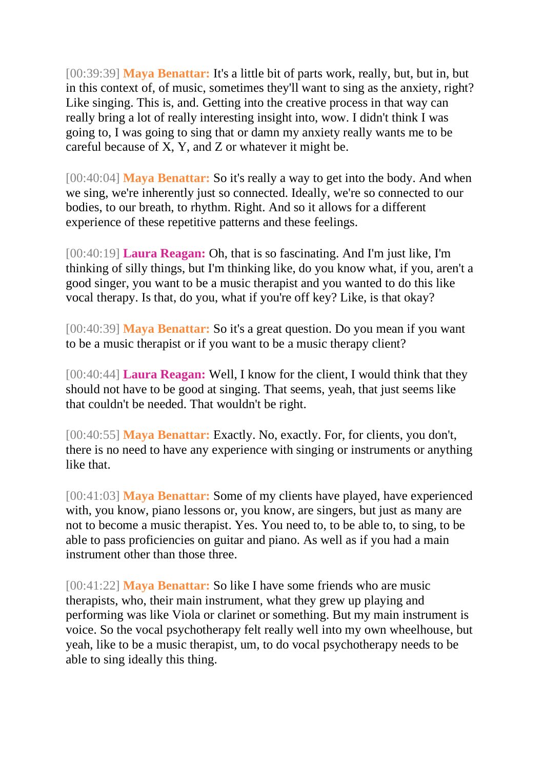[00:39:39] **Maya Benattar:** It's a little bit of parts work, really, but, but in, but in this context of, of music, sometimes they'll want to sing as the anxiety, right? Like singing. This is, and. Getting into the creative process in that way can really bring a lot of really interesting insight into, wow. I didn't think I was going to, I was going to sing that or damn my anxiety really wants me to be careful because of X, Y, and Z or whatever it might be.

[00:40:04] **Maya Benattar:** So it's really a way to get into the body. And when we sing, we're inherently just so connected. Ideally, we're so connected to our bodies, to our breath, to rhythm. Right. And so it allows for a different experience of these repetitive patterns and these feelings.

[00:40:19] **Laura Reagan:** Oh, that is so fascinating. And I'm just like, I'm thinking of silly things, but I'm thinking like, do you know what, if you, aren't a good singer, you want to be a music therapist and you wanted to do this like vocal therapy. Is that, do you, what if you're off key? Like, is that okay?

[00:40:39] **Maya Benattar:** So it's a great question. Do you mean if you want to be a music therapist or if you want to be a music therapy client?

[00:40:44] **Laura Reagan:** Well, I know for the client, I would think that they should not have to be good at singing. That seems, yeah, that just seems like that couldn't be needed. That wouldn't be right.

[00:40:55] **Maya Benattar:** Exactly. No, exactly. For, for clients, you don't, there is no need to have any experience with singing or instruments or anything like that.

[00:41:03] **Maya Benattar:** Some of my clients have played, have experienced with, you know, piano lessons or, you know, are singers, but just as many are not to become a music therapist. Yes. You need to, to be able to, to sing, to be able to pass proficiencies on guitar and piano. As well as if you had a main instrument other than those three.

[00:41:22] **Maya Benattar:** So like I have some friends who are music therapists, who, their main instrument, what they grew up playing and performing was like Viola or clarinet or something. But my main instrument is voice. So the vocal psychotherapy felt really well into my own wheelhouse, but yeah, like to be a music therapist, um, to do vocal psychotherapy needs to be able to sing ideally this thing.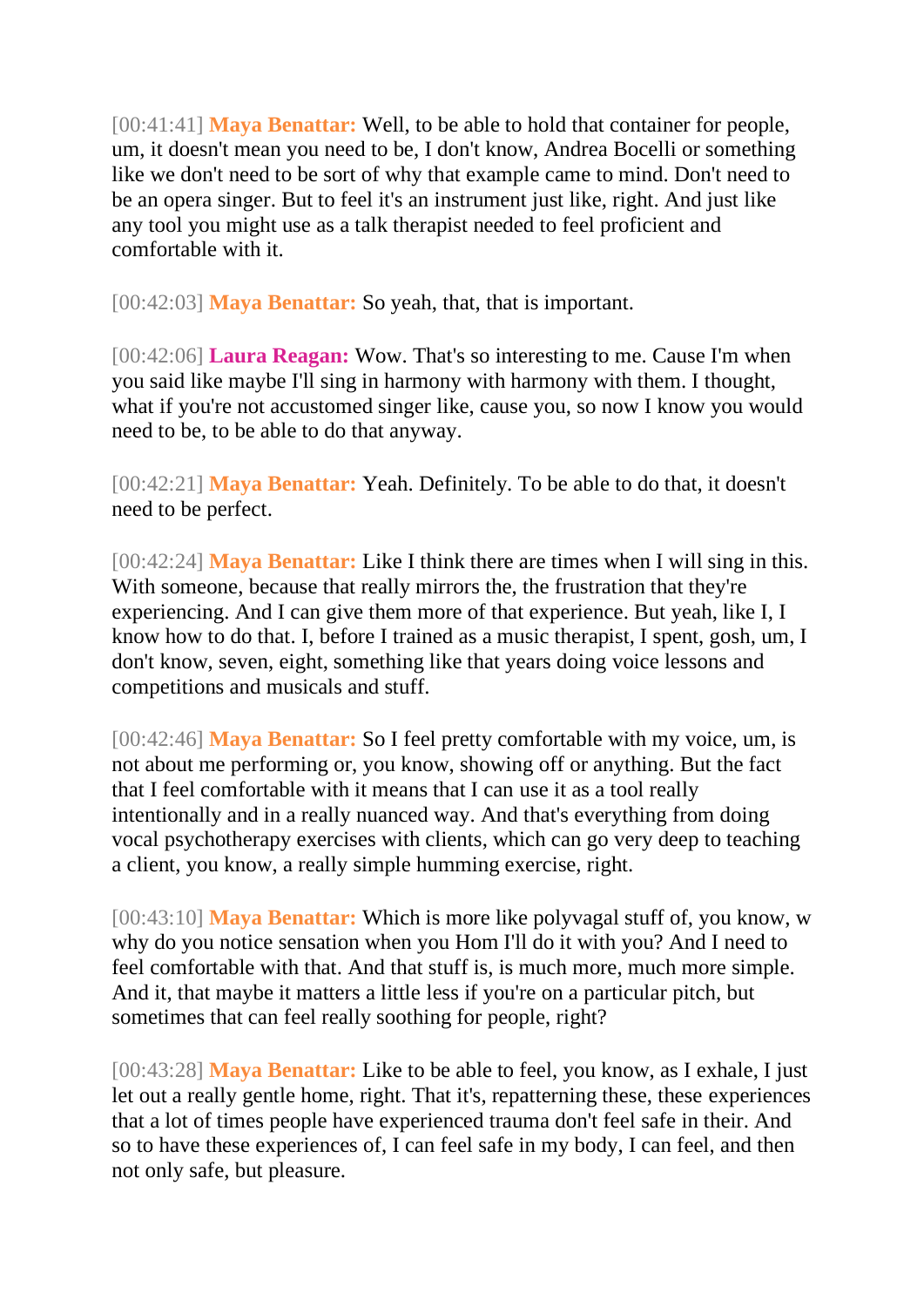[00:41:41] **Maya Benattar:** Well, to be able to hold that container for people, um, it doesn't mean you need to be, I don't know, Andrea Bocelli or something like we don't need to be sort of why that example came to mind. Don't need to be an opera singer. But to feel it's an instrument just like, right. And just like any tool you might use as a talk therapist needed to feel proficient and comfortable with it.

[00:42:03] **Maya Benattar:** So yeah, that, that is important.

[00:42:06] **Laura Reagan:** Wow. That's so interesting to me. Cause I'm when you said like maybe I'll sing in harmony with harmony with them. I thought, what if you're not accustomed singer like, cause you, so now I know you would need to be, to be able to do that anyway.

[00:42:21] **Maya Benattar:** Yeah. Definitely. To be able to do that, it doesn't need to be perfect.

[00:42:24] **Maya Benattar:** Like I think there are times when I will sing in this. With someone, because that really mirrors the, the frustration that they're experiencing. And I can give them more of that experience. But yeah, like I, I know how to do that. I, before I trained as a music therapist, I spent, gosh, um, I don't know, seven, eight, something like that years doing voice lessons and competitions and musicals and stuff.

[00:42:46] **Maya Benattar:** So I feel pretty comfortable with my voice, um, is not about me performing or, you know, showing off or anything. But the fact that I feel comfortable with it means that I can use it as a tool really intentionally and in a really nuanced way. And that's everything from doing vocal psychotherapy exercises with clients, which can go very deep to teaching a client, you know, a really simple humming exercise, right.

[00:43:10] **Maya Benattar:** Which is more like polyvagal stuff of, you know, w why do you notice sensation when you Hom I'll do it with you? And I need to feel comfortable with that. And that stuff is, is much more, much more simple. And it, that maybe it matters a little less if you're on a particular pitch, but sometimes that can feel really soothing for people, right?

[00:43:28] **Maya Benattar:** Like to be able to feel, you know, as I exhale, I just let out a really gentle home, right. That it's, repatterning these, these experiences that a lot of times people have experienced trauma don't feel safe in their. And so to have these experiences of, I can feel safe in my body, I can feel, and then not only safe, but pleasure.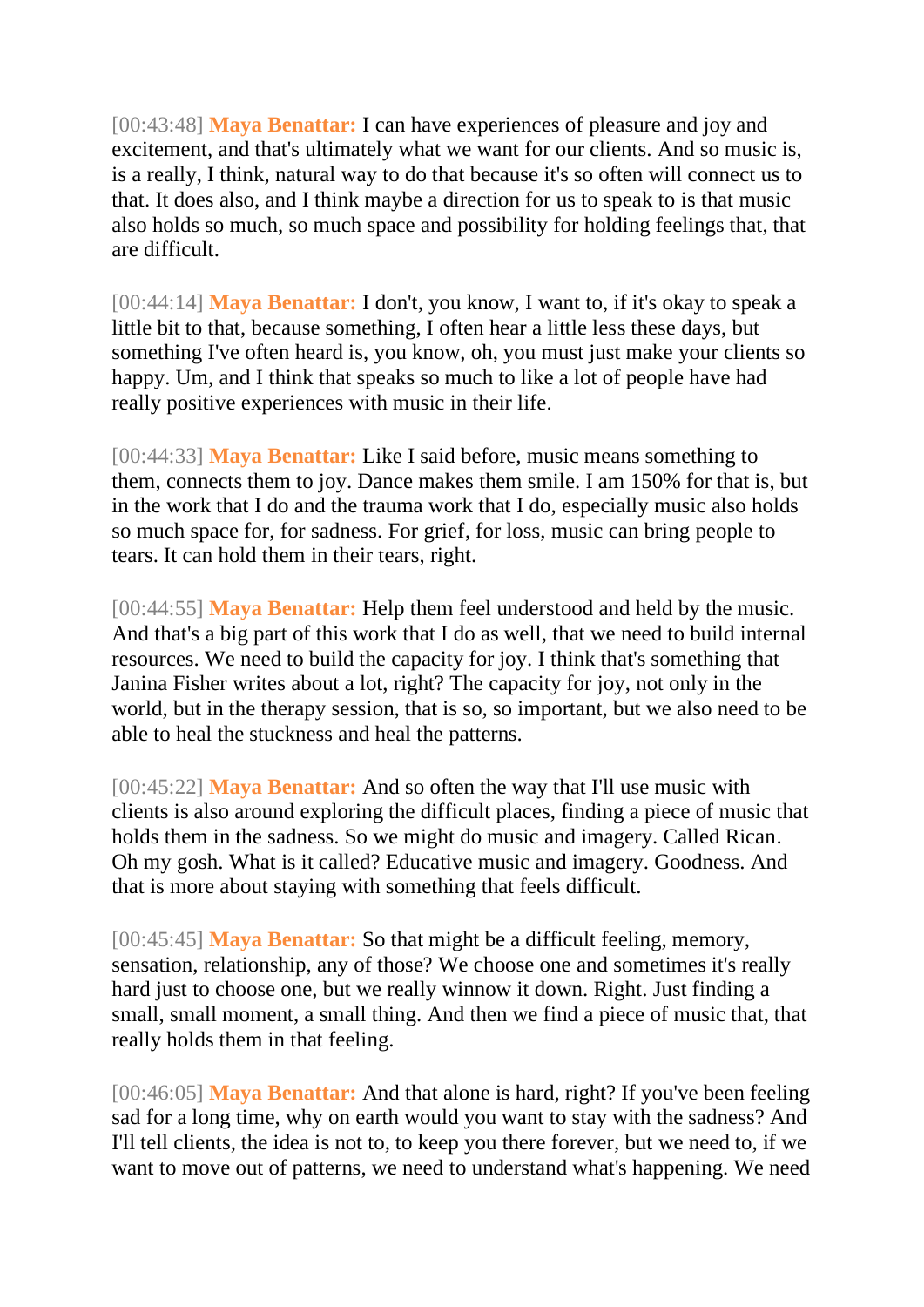[00:43:48] **Maya Benattar:** I can have experiences of pleasure and joy and excitement, and that's ultimately what we want for our clients. And so music is, is a really, I think, natural way to do that because it's so often will connect us to that. It does also, and I think maybe a direction for us to speak to is that music also holds so much, so much space and possibility for holding feelings that, that are difficult.

[00:44:14] **Maya Benattar:** I don't, you know, I want to, if it's okay to speak a little bit to that, because something, I often hear a little less these days, but something I've often heard is, you know, oh, you must just make your clients so happy. Um, and I think that speaks so much to like a lot of people have had really positive experiences with music in their life.

[00:44:33] **Maya Benattar:** Like I said before, music means something to them, connects them to joy. Dance makes them smile. I am 150% for that is, but in the work that I do and the trauma work that I do, especially music also holds so much space for, for sadness. For grief, for loss, music can bring people to tears. It can hold them in their tears, right.

[00:44:55] **Maya Benattar:** Help them feel understood and held by the music. And that's a big part of this work that I do as well, that we need to build internal resources. We need to build the capacity for joy. I think that's something that Janina Fisher writes about a lot, right? The capacity for joy, not only in the world, but in the therapy session, that is so, so important, but we also need to be able to heal the stuckness and heal the patterns.

[00:45:22] **Maya Benattar:** And so often the way that I'll use music with clients is also around exploring the difficult places, finding a piece of music that holds them in the sadness. So we might do music and imagery. Called Rican. Oh my gosh. What is it called? Educative music and imagery. Goodness. And that is more about staying with something that feels difficult.

[00:45:45] **Maya Benattar:** So that might be a difficult feeling, memory, sensation, relationship, any of those? We choose one and sometimes it's really hard just to choose one, but we really winnow it down. Right. Just finding a small, small moment, a small thing. And then we find a piece of music that, that really holds them in that feeling.

[00:46:05] **Maya Benattar:** And that alone is hard, right? If you've been feeling sad for a long time, why on earth would you want to stay with the sadness? And I'll tell clients, the idea is not to, to keep you there forever, but we need to, if we want to move out of patterns, we need to understand what's happening. We need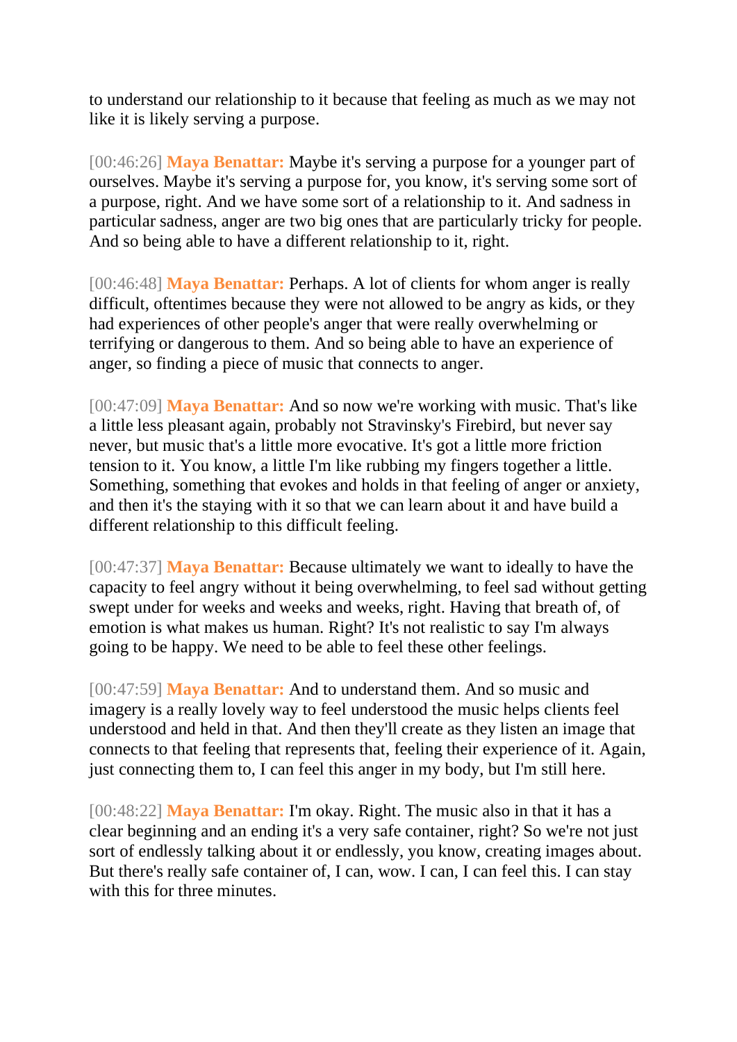to understand our relationship to it because that feeling as much as we may not like it is likely serving a purpose.

[00:46:26] **Maya Benattar:** Maybe it's serving a purpose for a younger part of ourselves. Maybe it's serving a purpose for, you know, it's serving some sort of a purpose, right. And we have some sort of a relationship to it. And sadness in particular sadness, anger are two big ones that are particularly tricky for people. And so being able to have a different relationship to it, right.

[00:46:48] **Maya Benattar:** Perhaps. A lot of clients for whom anger is really difficult, oftentimes because they were not allowed to be angry as kids, or they had experiences of other people's anger that were really overwhelming or terrifying or dangerous to them. And so being able to have an experience of anger, so finding a piece of music that connects to anger.

[00:47:09] **Maya Benattar:** And so now we're working with music. That's like a little less pleasant again, probably not Stravinsky's Firebird, but never say never, but music that's a little more evocative. It's got a little more friction tension to it. You know, a little I'm like rubbing my fingers together a little. Something, something that evokes and holds in that feeling of anger or anxiety, and then it's the staying with it so that we can learn about it and have build a different relationship to this difficult feeling.

[00:47:37] **Maya Benattar:** Because ultimately we want to ideally to have the capacity to feel angry without it being overwhelming, to feel sad without getting swept under for weeks and weeks and weeks, right. Having that breath of, of emotion is what makes us human. Right? It's not realistic to say I'm always going to be happy. We need to be able to feel these other feelings.

[00:47:59] **Maya Benattar:** And to understand them. And so music and imagery is a really lovely way to feel understood the music helps clients feel understood and held in that. And then they'll create as they listen an image that connects to that feeling that represents that, feeling their experience of it. Again, just connecting them to, I can feel this anger in my body, but I'm still here.

[00:48:22] **Maya Benattar:** I'm okay. Right. The music also in that it has a clear beginning and an ending it's a very safe container, right? So we're not just sort of endlessly talking about it or endlessly, you know, creating images about. But there's really safe container of, I can, wow. I can, I can feel this. I can stay with this for three minutes.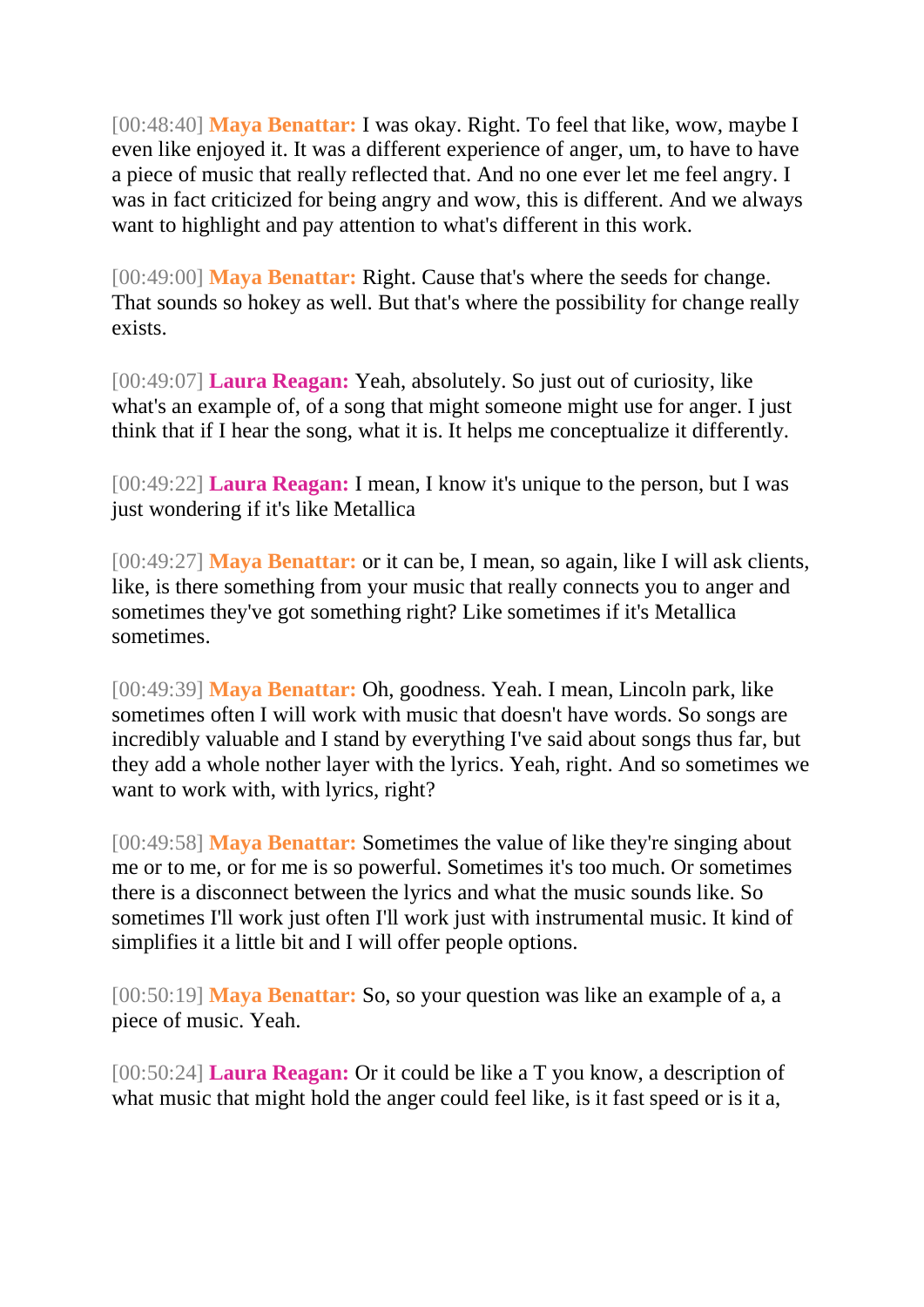[00:48:40] **Maya Benattar:** I was okay. Right. To feel that like, wow, maybe I even like enjoyed it. It was a different experience of anger, um, to have to have a piece of music that really reflected that. And no one ever let me feel angry. I was in fact criticized for being angry and wow, this is different. And we always want to highlight and pay attention to what's different in this work.

[00:49:00] **Maya Benattar:** Right. Cause that's where the seeds for change. That sounds so hokey as well. But that's where the possibility for change really exists.

[00:49:07] **Laura Reagan:** Yeah, absolutely. So just out of curiosity, like what's an example of, of a song that might someone might use for anger. I just think that if I hear the song, what it is. It helps me conceptualize it differently.

[00:49:22] **Laura Reagan:** I mean, I know it's unique to the person, but I was just wondering if it's like Metallica

[00:49:27] **Maya Benattar:** or it can be, I mean, so again, like I will ask clients, like, is there something from your music that really connects you to anger and sometimes they've got something right? Like sometimes if it's Metallica sometimes.

[00:49:39] **Maya Benattar:** Oh, goodness. Yeah. I mean, Lincoln park, like sometimes often I will work with music that doesn't have words. So songs are incredibly valuable and I stand by everything I've said about songs thus far, but they add a whole nother layer with the lyrics. Yeah, right. And so sometimes we want to work with, with lyrics, right?

[00:49:58] **Maya Benattar:** Sometimes the value of like they're singing about me or to me, or for me is so powerful. Sometimes it's too much. Or sometimes there is a disconnect between the lyrics and what the music sounds like. So sometimes I'll work just often I'll work just with instrumental music. It kind of simplifies it a little bit and I will offer people options.

[00:50:19] **Maya Benattar:** So, so your question was like an example of a, a piece of music. Yeah.

[00:50:24] **Laura Reagan:** Or it could be like a T you know, a description of what music that might hold the anger could feel like, is it fast speed or is it a,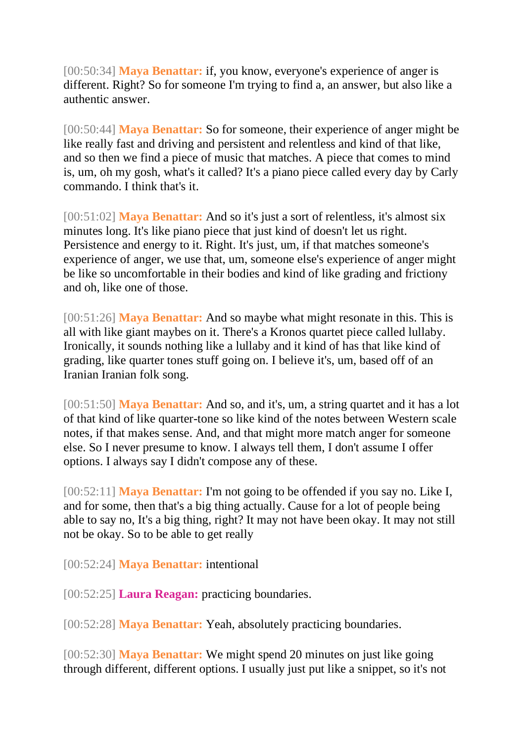[00:50:34] **Maya Benattar:** if, you know, everyone's experience of anger is different. Right? So for someone I'm trying to find a, an answer, but also like a authentic answer.

[00:50:44] **Maya Benattar:** So for someone, their experience of anger might be like really fast and driving and persistent and relentless and kind of that like, and so then we find a piece of music that matches. A piece that comes to mind is, um, oh my gosh, what's it called? It's a piano piece called every day by Carly commando. I think that's it.

[00:51:02] **Maya Benattar:** And so it's just a sort of relentless, it's almost six minutes long. It's like piano piece that just kind of doesn't let us right. Persistence and energy to it. Right. It's just, um, if that matches someone's experience of anger, we use that, um, someone else's experience of anger might be like so uncomfortable in their bodies and kind of like grading and frictiony and oh, like one of those.

[00:51:26] **Maya Benattar:** And so maybe what might resonate in this. This is all with like giant maybes on it. There's a Kronos quartet piece called lullaby. Ironically, it sounds nothing like a lullaby and it kind of has that like kind of grading, like quarter tones stuff going on. I believe it's, um, based off of an Iranian Iranian folk song.

[00:51:50] **Maya Benattar:** And so, and it's, um, a string quartet and it has a lot of that kind of like quarter-tone so like kind of the notes between Western scale notes, if that makes sense. And, and that might more match anger for someone else. So I never presume to know. I always tell them, I don't assume I offer options. I always say I didn't compose any of these.

[00:52:11] **Maya Benattar:** I'm not going to be offended if you say no. Like I, and for some, then that's a big thing actually. Cause for a lot of people being able to say no, It's a big thing, right? It may not have been okay. It may not still not be okay. So to be able to get really

[00:52:24] **Maya Benattar:** intentional

[00:52:25] **Laura Reagan:** practicing boundaries.

[00:52:28] **Maya Benattar:** Yeah, absolutely practicing boundaries.

[00:52:30] **Maya Benattar:** We might spend 20 minutes on just like going through different, different options. I usually just put like a snippet, so it's not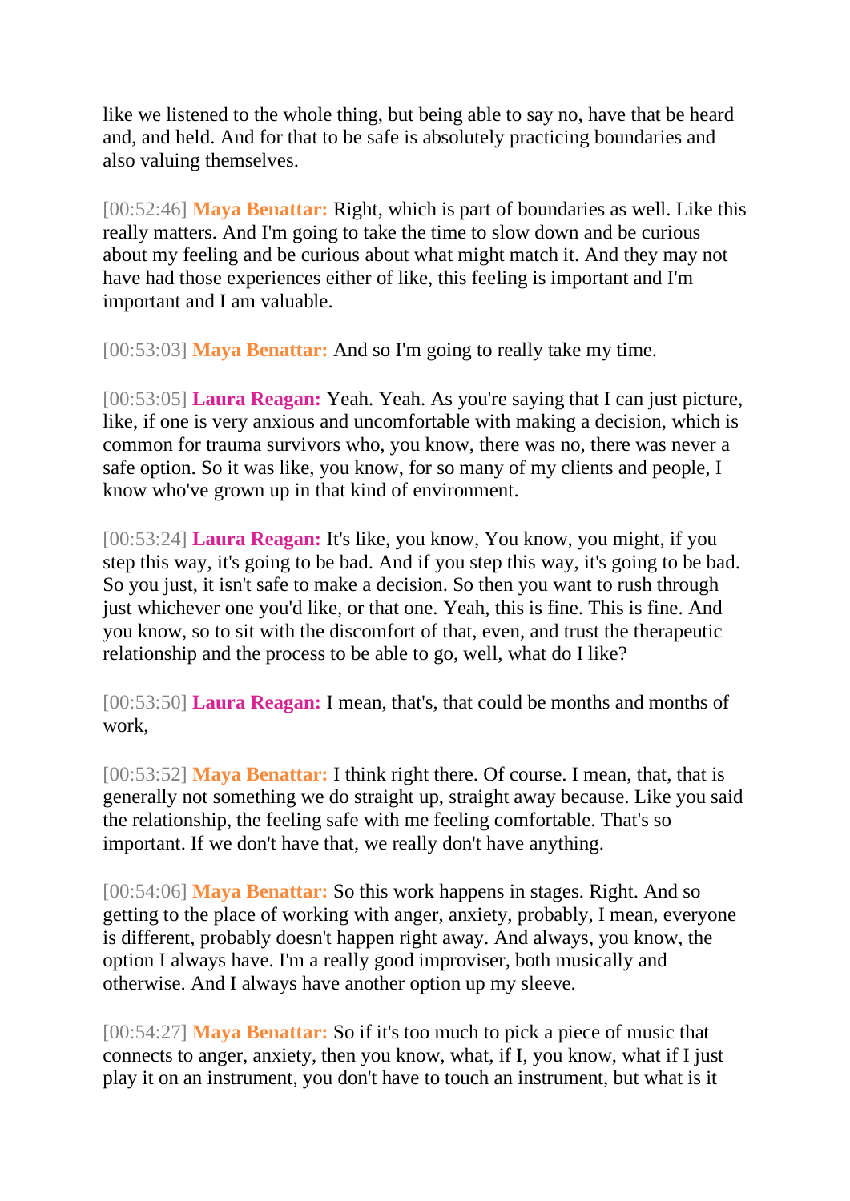like we listened to the whole thing, but being able to say no, have that be heard and, and held. And for that to be safe is absolutely practicing boundaries and also valuing themselves.

[00:52:46] **Maya Benattar:** Right, which is part of boundaries as well. Like this really matters. And I'm going to take the time to slow down and be curious about my feeling and be curious about what might match it. And they may not have had those experiences either of like, this feeling is important and I'm important and I am valuable.

[00:53:03] **Maya Benattar:** And so I'm going to really take my time.

[00:53:05] **Laura Reagan:** Yeah. Yeah. As you're saying that I can just picture, like, if one is very anxious and uncomfortable with making a decision, which is common for trauma survivors who, you know, there was no, there was never a safe option. So it was like, you know, for so many of my clients and people, I know who've grown up in that kind of environment.

[00:53:24] **Laura Reagan:** It's like, you know, You know, you might, if you step this way, it's going to be bad. And if you step this way, it's going to be bad. So you just, it isn't safe to make a decision. So then you want to rush through just whichever one you'd like, or that one. Yeah, this is fine. This is fine. And you know, so to sit with the discomfort of that, even, and trust the therapeutic relationship and the process to be able to go, well, what do I like?

[00:53:50] **Laura Reagan:** I mean, that's, that could be months and months of work,

[00:53:52] **Maya Benattar:** I think right there. Of course. I mean, that, that is generally not something we do straight up, straight away because. Like you said the relationship, the feeling safe with me feeling comfortable. That's so important. If we don't have that, we really don't have anything.

[00:54:06] **Maya Benattar:** So this work happens in stages. Right. And so getting to the place of working with anger, anxiety, probably, I mean, everyone is different, probably doesn't happen right away. And always, you know, the option I always have. I'm a really good improviser, both musically and otherwise. And I always have another option up my sleeve.

[00:54:27] **Maya Benattar:** So if it's too much to pick a piece of music that connects to anger, anxiety, then you know, what, if I, you know, what if I just play it on an instrument, you don't have to touch an instrument, but what is it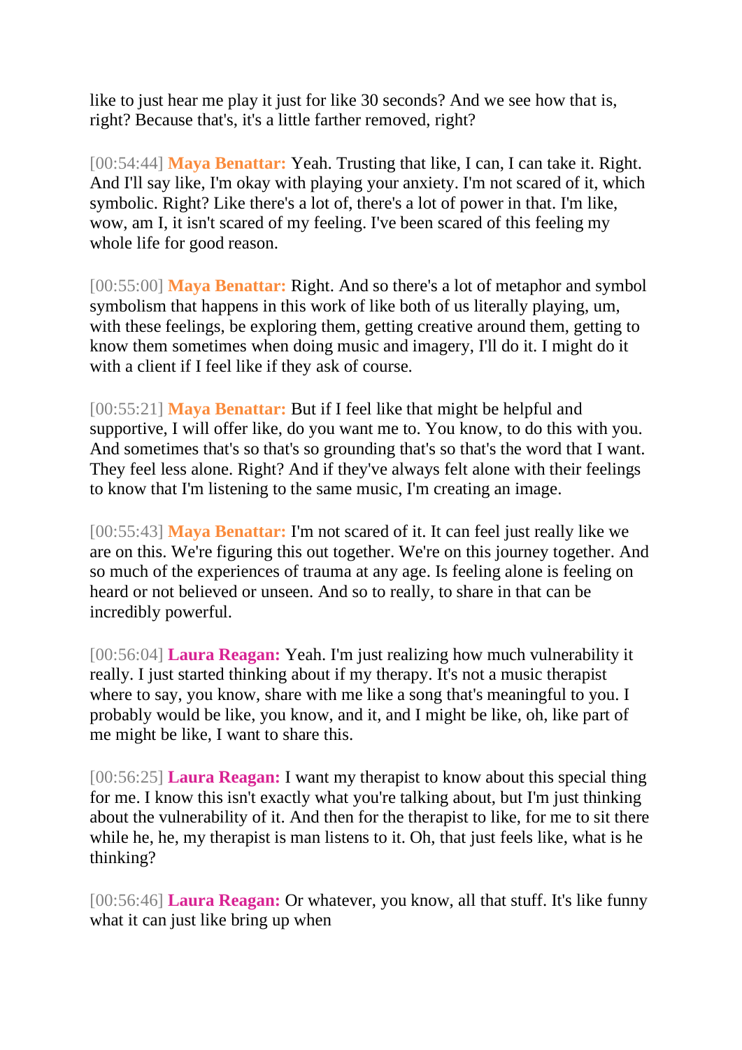like to just hear me play it just for like 30 seconds? And we see how that is, right? Because that's, it's a little farther removed, right?

[00:54:44] **Maya Benattar:** Yeah. Trusting that like, I can, I can take it. Right. And I'll say like, I'm okay with playing your anxiety. I'm not scared of it, which symbolic. Right? Like there's a lot of, there's a lot of power in that. I'm like, wow, am I, it isn't scared of my feeling. I've been scared of this feeling my whole life for good reason.

[00:55:00] **Maya Benattar:** Right. And so there's a lot of metaphor and symbol symbolism that happens in this work of like both of us literally playing, um, with these feelings, be exploring them, getting creative around them, getting to know them sometimes when doing music and imagery, I'll do it. I might do it with a client if I feel like if they ask of course.

[00:55:21] **Maya Benattar:** But if I feel like that might be helpful and supportive, I will offer like, do you want me to. You know, to do this with you. And sometimes that's so that's so grounding that's so that's the word that I want. They feel less alone. Right? And if they've always felt alone with their feelings to know that I'm listening to the same music, I'm creating an image.

[00:55:43] **Maya Benattar:** I'm not scared of it. It can feel just really like we are on this. We're figuring this out together. We're on this journey together. And so much of the experiences of trauma at any age. Is feeling alone is feeling on heard or not believed or unseen. And so to really, to share in that can be incredibly powerful.

[00:56:04] **Laura Reagan:** Yeah. I'm just realizing how much vulnerability it really. I just started thinking about if my therapy. It's not a music therapist where to say, you know, share with me like a song that's meaningful to you. I probably would be like, you know, and it, and I might be like, oh, like part of me might be like, I want to share this.

[00:56:25] **Laura Reagan:** I want my therapist to know about this special thing for me. I know this isn't exactly what you're talking about, but I'm just thinking about the vulnerability of it. And then for the therapist to like, for me to sit there while he, he, my therapist is man listens to it. Oh, that just feels like, what is he thinking?

[00:56:46] **Laura Reagan:** Or whatever, you know, all that stuff. It's like funny what it can just like bring up when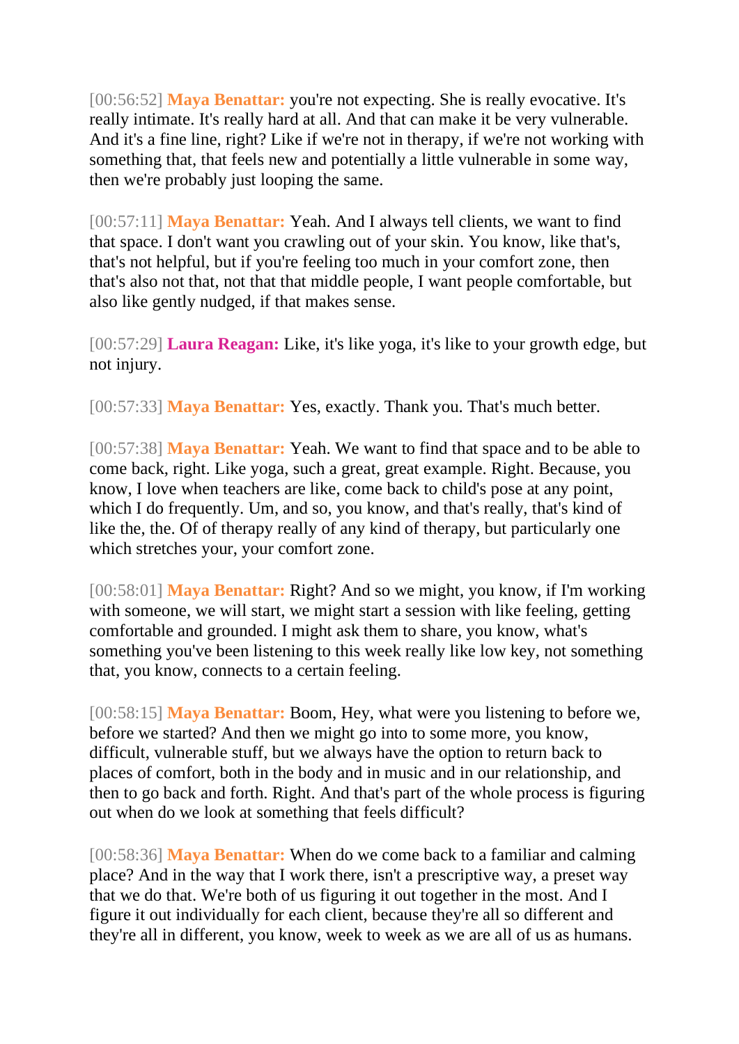[00:56:52] **Maya Benattar:** you're not expecting. She is really evocative. It's really intimate. It's really hard at all. And that can make it be very vulnerable. And it's a fine line, right? Like if we're not in therapy, if we're not working with something that, that feels new and potentially a little vulnerable in some way, then we're probably just looping the same.

[00:57:11] **Maya Benattar:** Yeah. And I always tell clients, we want to find that space. I don't want you crawling out of your skin. You know, like that's, that's not helpful, but if you're feeling too much in your comfort zone, then that's also not that, not that that middle people, I want people comfortable, but also like gently nudged, if that makes sense.

[00:57:29] **Laura Reagan:** Like, it's like yoga, it's like to your growth edge, but not injury.

[00:57:33] **Maya Benattar:** Yes, exactly. Thank you. That's much better.

[00:57:38] **Maya Benattar:** Yeah. We want to find that space and to be able to come back, right. Like yoga, such a great, great example. Right. Because, you know, I love when teachers are like, come back to child's pose at any point, which I do frequently. Um, and so, you know, and that's really, that's kind of like the, the. Of of therapy really of any kind of therapy, but particularly one which stretches your, your comfort zone.

[00:58:01] **Maya Benattar:** Right? And so we might, you know, if I'm working with someone, we will start, we might start a session with like feeling, getting comfortable and grounded. I might ask them to share, you know, what's something you've been listening to this week really like low key, not something that, you know, connects to a certain feeling.

[00:58:15] **Maya Benattar:** Boom, Hey, what were you listening to before we, before we started? And then we might go into to some more, you know, difficult, vulnerable stuff, but we always have the option to return back to places of comfort, both in the body and in music and in our relationship, and then to go back and forth. Right. And that's part of the whole process is figuring out when do we look at something that feels difficult?

[00:58:36] **Maya Benattar:** When do we come back to a familiar and calming place? And in the way that I work there, isn't a prescriptive way, a preset way that we do that. We're both of us figuring it out together in the most. And I figure it out individually for each client, because they're all so different and they're all in different, you know, week to week as we are all of us as humans.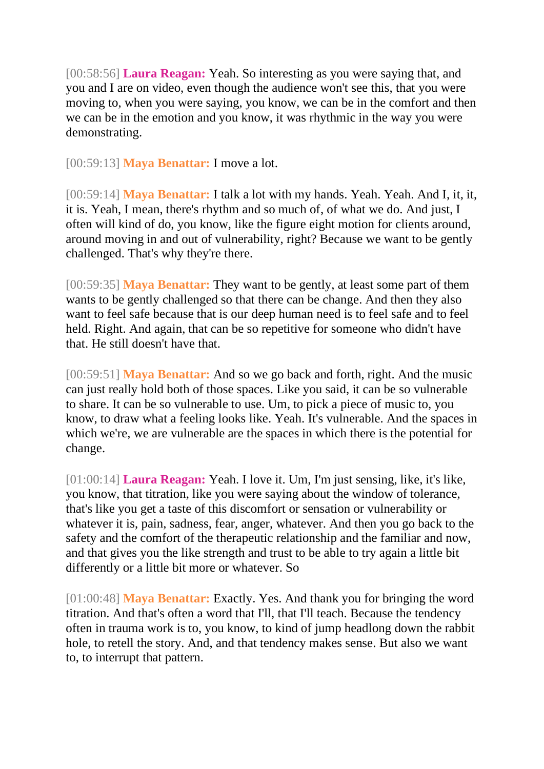[00:58:56] **Laura Reagan:** Yeah. So interesting as you were saying that, and you and I are on video, even though the audience won't see this, that you were moving to, when you were saying, you know, we can be in the comfort and then we can be in the emotion and you know, it was rhythmic in the way you were demonstrating.

[00:59:13] **Maya Benattar:** I move a lot.

[00:59:14] **Maya Benattar:** I talk a lot with my hands. Yeah. Yeah. And I, it, it, it is. Yeah, I mean, there's rhythm and so much of, of what we do. And just, I often will kind of do, you know, like the figure eight motion for clients around, around moving in and out of vulnerability, right? Because we want to be gently challenged. That's why they're there.

[00:59:35] **Maya Benattar:** They want to be gently, at least some part of them wants to be gently challenged so that there can be change. And then they also want to feel safe because that is our deep human need is to feel safe and to feel held. Right. And again, that can be so repetitive for someone who didn't have that. He still doesn't have that.

[00:59:51] **Maya Benattar:** And so we go back and forth, right. And the music can just really hold both of those spaces. Like you said, it can be so vulnerable to share. It can be so vulnerable to use. Um, to pick a piece of music to, you know, to draw what a feeling looks like. Yeah. It's vulnerable. And the spaces in which we're, we are vulnerable are the spaces in which there is the potential for change.

[01:00:14] **Laura Reagan:** Yeah. I love it. Um, I'm just sensing, like, it's like, you know, that titration, like you were saying about the window of tolerance, that's like you get a taste of this discomfort or sensation or vulnerability or whatever it is, pain, sadness, fear, anger, whatever. And then you go back to the safety and the comfort of the therapeutic relationship and the familiar and now, and that gives you the like strength and trust to be able to try again a little bit differently or a little bit more or whatever. So

[01:00:48] **Maya Benattar:** Exactly. Yes. And thank you for bringing the word titration. And that's often a word that I'll, that I'll teach. Because the tendency often in trauma work is to, you know, to kind of jump headlong down the rabbit hole, to retell the story. And, and that tendency makes sense. But also we want to, to interrupt that pattern.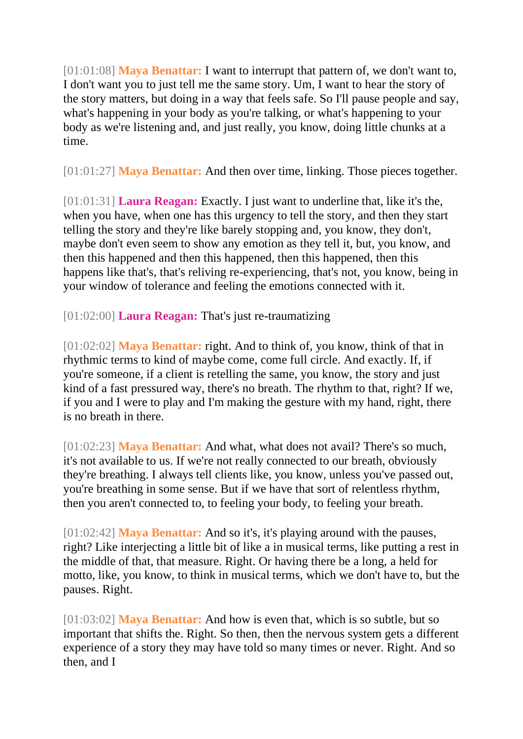[01:01:08] **Maya Benattar:** I want to interrupt that pattern of, we don't want to, I don't want you to just tell me the same story. Um, I want to hear the story of the story matters, but doing in a way that feels safe. So I'll pause people and say, what's happening in your body as you're talking, or what's happening to your body as we're listening and, and just really, you know, doing little chunks at a time.

[01:01:27] **Maya Benattar:** And then over time, linking. Those pieces together.

[01:01:31] **Laura Reagan:** Exactly. I just want to underline that, like it's the, when you have, when one has this urgency to tell the story, and then they start telling the story and they're like barely stopping and, you know, they don't, maybe don't even seem to show any emotion as they tell it, but, you know, and then this happened and then this happened, then this happened, then this happens like that's, that's reliving re-experiencing, that's not, you know, being in your window of tolerance and feeling the emotions connected with it.

[01:02:00] **Laura Reagan:** That's just re-traumatizing

[01:02:02] **Maya Benattar:** right. And to think of, you know, think of that in rhythmic terms to kind of maybe come, come full circle. And exactly. If, if you're someone, if a client is retelling the same, you know, the story and just kind of a fast pressured way, there's no breath. The rhythm to that, right? If we, if you and I were to play and I'm making the gesture with my hand, right, there is no breath in there.

[01:02:23] **Maya Benattar:** And what, what does not avail? There's so much, it's not available to us. If we're not really connected to our breath, obviously they're breathing. I always tell clients like, you know, unless you've passed out, you're breathing in some sense. But if we have that sort of relentless rhythm, then you aren't connected to, to feeling your body, to feeling your breath.

[01:02:42] **Maya Benattar:** And so it's, it's playing around with the pauses, right? Like interjecting a little bit of like a in musical terms, like putting a rest in the middle of that, that measure. Right. Or having there be a long, a held for motto, like, you know, to think in musical terms, which we don't have to, but the pauses. Right.

[01:03:02] **Maya Benattar:** And how is even that, which is so subtle, but so important that shifts the. Right. So then, then the nervous system gets a different experience of a story they may have told so many times or never. Right. And so then, and I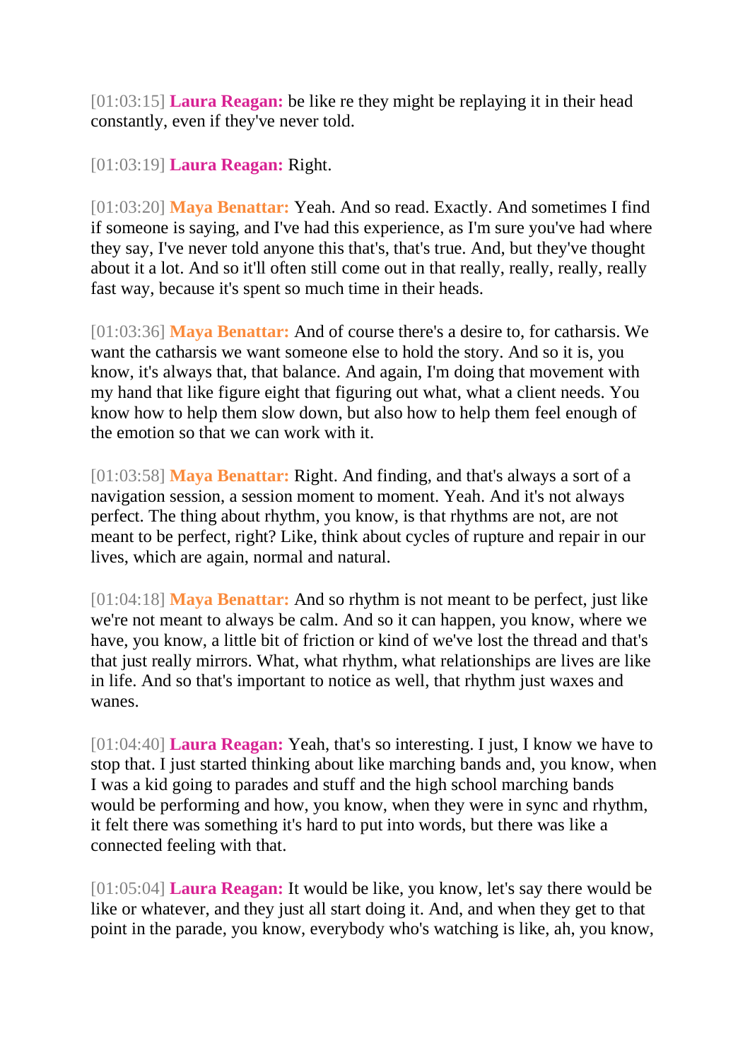[01:03:15] **Laura Reagan:** be like re they might be replaying it in their head constantly, even if they've never told.

[01:03:19] **Laura Reagan:** Right.

[01:03:20] **Maya Benattar:** Yeah. And so read. Exactly. And sometimes I find if someone is saying, and I've had this experience, as I'm sure you've had where they say, I've never told anyone this that's, that's true. And, but they've thought about it a lot. And so it'll often still come out in that really, really, really, really fast way, because it's spent so much time in their heads.

[01:03:36] **Maya Benattar:** And of course there's a desire to, for catharsis. We want the catharsis we want someone else to hold the story. And so it is, you know, it's always that, that balance. And again, I'm doing that movement with my hand that like figure eight that figuring out what, what a client needs. You know how to help them slow down, but also how to help them feel enough of the emotion so that we can work with it.

[01:03:58] **Maya Benattar:** Right. And finding, and that's always a sort of a navigation session, a session moment to moment. Yeah. And it's not always perfect. The thing about rhythm, you know, is that rhythms are not, are not meant to be perfect, right? Like, think about cycles of rupture and repair in our lives, which are again, normal and natural.

[01:04:18] **Maya Benattar:** And so rhythm is not meant to be perfect, just like we're not meant to always be calm. And so it can happen, you know, where we have, you know, a little bit of friction or kind of we've lost the thread and that's that just really mirrors. What, what rhythm, what relationships are lives are like in life. And so that's important to notice as well, that rhythm just waxes and wanes.

[01:04:40] **Laura Reagan:** Yeah, that's so interesting. I just, I know we have to stop that. I just started thinking about like marching bands and, you know, when I was a kid going to parades and stuff and the high school marching bands would be performing and how, you know, when they were in sync and rhythm, it felt there was something it's hard to put into words, but there was like a connected feeling with that.

[01:05:04] **Laura Reagan:** It would be like, you know, let's say there would be like or whatever, and they just all start doing it. And, and when they get to that point in the parade, you know, everybody who's watching is like, ah, you know,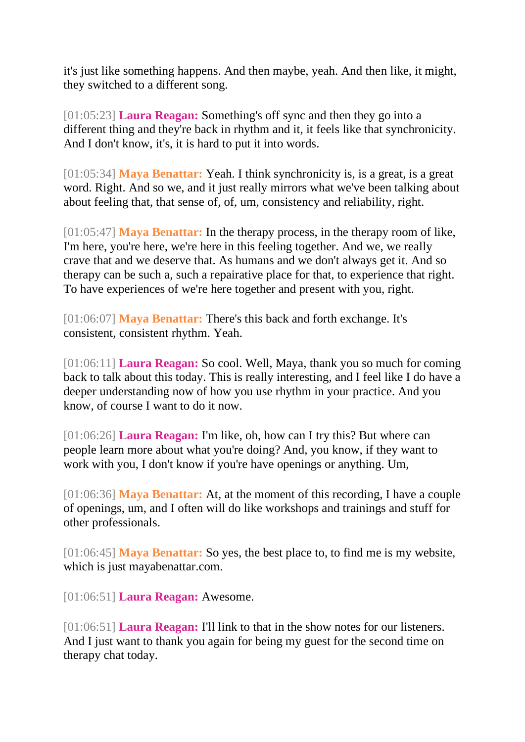it's just like something happens. And then maybe, yeah. And then like, it might, they switched to a different song.

[01:05:23] **Laura Reagan:** Something's off sync and then they go into a different thing and they're back in rhythm and it, it feels like that synchronicity. And I don't know, it's, it is hard to put it into words.

[01:05:34] **Maya Benattar:** Yeah. I think synchronicity is, is a great, is a great word. Right. And so we, and it just really mirrors what we've been talking about about feeling that, that sense of, of, um, consistency and reliability, right.

[01:05:47] **Maya Benattar:** In the therapy process, in the therapy room of like, I'm here, you're here, we're here in this feeling together. And we, we really crave that and we deserve that. As humans and we don't always get it. And so therapy can be such a, such a repairative place for that, to experience that right. To have experiences of we're here together and present with you, right.

[01:06:07] **Maya Benattar:** There's this back and forth exchange. It's consistent, consistent rhythm. Yeah.

[01:06:11] **Laura Reagan:** So cool. Well, Maya, thank you so much for coming back to talk about this today. This is really interesting, and I feel like I do have a deeper understanding now of how you use rhythm in your practice. And you know, of course I want to do it now.

[01:06:26] **Laura Reagan:** I'm like, oh, how can I try this? But where can people learn more about what you're doing? And, you know, if they want to work with you, I don't know if you're have openings or anything. Um,

[01:06:36] **Maya Benattar:** At, at the moment of this recording, I have a couple of openings, um, and I often will do like workshops and trainings and stuff for other professionals.

[01:06:45] **Maya Benattar:** So yes, the best place to, to find me is my website, which is just mayabenattar.com.

[01:06:51] **Laura Reagan:** Awesome.

[01:06:51] **Laura Reagan:** I'll link to that in the show notes for our listeners. And I just want to thank you again for being my guest for the second time on therapy chat today.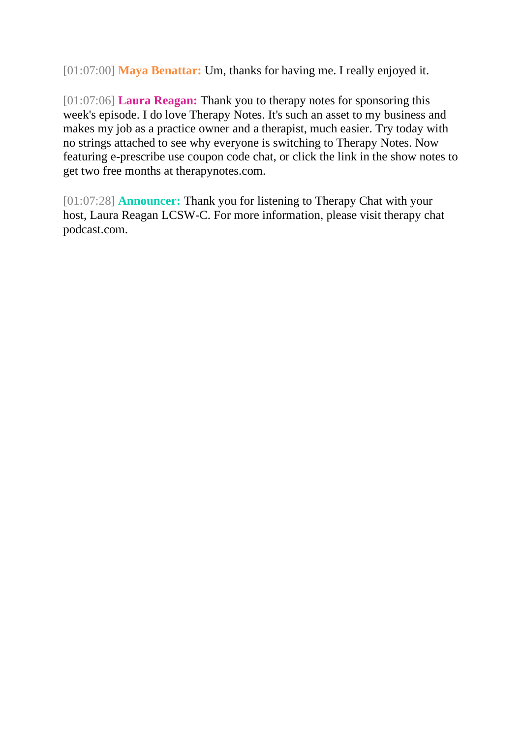[01:07:00] **Maya Benattar:** Um, thanks for having me. I really enjoyed it.

[01:07:06] **Laura Reagan:** Thank you to therapy notes for sponsoring this week's episode. I do love Therapy Notes. It's such an asset to my business and makes my job as a practice owner and a therapist, much easier. Try today with no strings attached to see why everyone is switching to Therapy Notes. Now featuring e-prescribe use coupon code chat, or click the link in the show notes to get two free months at therapynotes.com.

[01:07:28] **Announcer:** Thank you for listening to Therapy Chat with your host, Laura Reagan LCSW-C. For more information, please visit therapy chat podcast.com.